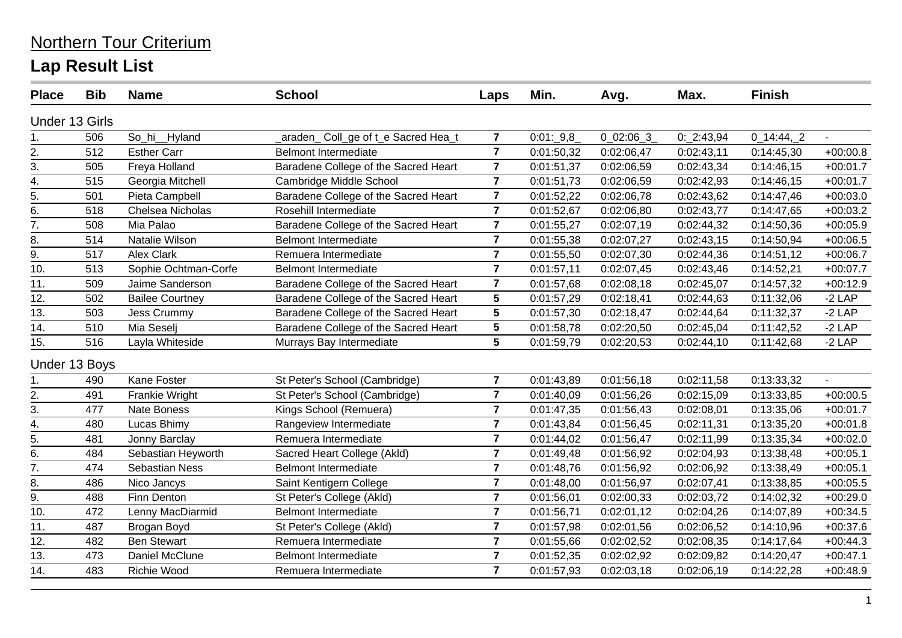# Northern Tour Criterium

## Lap Result List

| Place | Bib | Name | School | Laps | Min. | Avg. | Max. | Finish | |
|---|---|---|---|---|---|---|---|---|---|
| **Under 13 Girls** | | | | | | | | | |
| 1. | 506 | So_hi__Hyland | _araden_ Coll_ge of t_e Sacred Hea_t | 7 | 0:01:_9,8_ | 0_02:06_3_ | 0:_2:43,94 | 0_14:44,_2 | - |
| 2. | 512 | Esther Carr | Belmont Intermediate | 7 | 0:01:50,32 | 0:02:06,47 | 0:02:43,11 | 0:14:45,30 | +00:00.8 |
| 3. | 505 | Freya Holland | Baradene College of the Sacred Heart | 7 | 0:01:51,37 | 0:02:06,59 | 0:02:43,34 | 0:14:46,15 | +00:01.7 |
| 4. | 515 | Georgia Mitchell | Cambridge Middle School | 7 | 0:01:51,73 | 0:02:06,59 | 0:02:42,93 | 0:14:46,15 | +00:01.7 |
| 5. | 501 | Pieta Campbell | Baradene College of the Sacred Heart | 7 | 0:01:52,22 | 0:02:06,78 | 0:02:43,62 | 0:14:47,46 | +00:03.0 |
| 6. | 518 | Chelsea Nicholas | Rosehill Intermediate | 7 | 0:01:52,67 | 0:02:06,80 | 0:02:43,77 | 0:14:47,65 | +00:03.2 |
| 7. | 508 | Mia Palao | Baradene College of the Sacred Heart | 7 | 0:01:55,27 | 0:02:07,19 | 0:02:44,32 | 0:14:50,36 | +00:05.9 |
| 8. | 514 | Natalie Wilson | Belmont Intermediate | 7 | 0:01:55,38 | 0:02:07,27 | 0:02:43,15 | 0:14:50,94 | +00:06.5 |
| 9. | 517 | Alex Clark | Remuera Intermediate | 7 | 0:01:55,50 | 0:02:07,30 | 0:02:44,36 | 0:14:51,12 | +00:06.7 |
| 10. | 513 | Sophie Ochtman-Corfe | Belmont Intermediate | 7 | 0:01:57,11 | 0:02:07,45 | 0:02:43,46 | 0:14:52,21 | +00:07.7 |
| 11. | 509 | Jaime Sanderson | Baradene College of the Sacred Heart | 7 | 0:01:57,68 | 0:02:08,18 | 0:02:45,07 | 0:14:57,32 | +00:12.9 |
| 12. | 502 | Bailee Courtney | Baradene College of the Sacred Heart | 5 | 0:01:57,29 | 0:02:18,41 | 0:02:44,63 | 0:11:32,06 | -2 LAP |
| 13. | 503 | Jess Crummy | Baradene College of the Sacred Heart | 5 | 0:01:57,30 | 0:02:18,47 | 0:02:44,64 | 0:11:32,37 | -2 LAP |
| 14. | 510 | Mia Seselj | Baradene College of the Sacred Heart | 5 | 0:01:58,78 | 0:02:20,50 | 0:02:45,04 | 0:11:42,52 | -2 LAP |
| 15. | 516 | Layla Whiteside | Murrays Bay Intermediate | 5 | 0:01:59,79 | 0:02:20,53 | 0:02:44,10 | 0:11:42,68 | -2 LAP |
| **Under 13 Boys** | | | | | | | | | |
| 1. | 490 | Kane Foster | St Peter's School (Cambridge) | 7 | 0:01:43,89 | 0:01:56,18 | 0:02:11,58 | 0:13:33,32 | - |
| 2. | 491 | Frankie Wright | St Peter's School (Cambridge) | 7 | 0:01:40,09 | 0:01:56,26 | 0:02:15,09 | 0:13:33,85 | +00:00.5 |
| 3. | 477 | Nate Boness | Kings School (Remuera) | 7 | 0:01:47,35 | 0:01:56,43 | 0:02:08,01 | 0:13:35,06 | +00:01.7 |
| 4. | 480 | Lucas Bhimy | Rangeview Intermediate | 7 | 0:01:43,84 | 0:01:56,45 | 0:02:11,31 | 0:13:35,20 | +00:01.8 |
| 5. | 481 | Jonny Barclay | Remuera Intermediate | 7 | 0:01:44,02 | 0:01:56,47 | 0:02:11,99 | 0:13:35,34 | +00:02.0 |
| 6. | 484 | Sebastian Heyworth | Sacred Heart College (Akld) | 7 | 0:01:49,48 | 0:01:56,92 | 0:02:04,93 | 0:13:38,48 | +00:05.1 |
| 7. | 474 | Sebastian Ness | Belmont Intermediate | 7 | 0:01:48,76 | 0:01:56,92 | 0:02:06,92 | 0:13:38,49 | +00:05.1 |
| 8. | 486 | Nico Jancys | Saint Kentigern College | 7 | 0:01:48,00 | 0:01:56,97 | 0:02:07,41 | 0:13:38,85 | +00:05.5 |
| 9. | 488 | Finn Denton | St Peter's College (Akld) | 7 | 0:01:56,01 | 0:02:00,33 | 0:02:03,72 | 0:14:02,32 | +00:29.0 |
| 10. | 472 | Lenny MacDiarmid | Belmont Intermediate | 7 | 0:01:56,71 | 0:02:01,12 | 0:02:04,26 | 0:14:07,89 | +00:34.5 |
| 11. | 487 | Brogan Boyd | St Peter's College (Akld) | 7 | 0:01:57,98 | 0:02:01,56 | 0:02:06,52 | 0:14:10,96 | +00:37.6 |
| 12. | 482 | Ben Stewart | Remuera Intermediate | 7 | 0:01:55,66 | 0:02:02,52 | 0:02:08,35 | 0:14:17,64 | +00:44.3 |
| 13. | 473 | Daniel McClune | Belmont Intermediate | 7 | 0:01:52,35 | 0:02:02,92 | 0:02:09,82 | 0:14:20,47 | +00:47.1 |
| 14. | 483 | Richie Wood | Remuera Intermediate | 7 | 0:01:57,93 | 0:02:03,18 | 0:02:06,19 | 0:14:22,28 | +00:48.9 |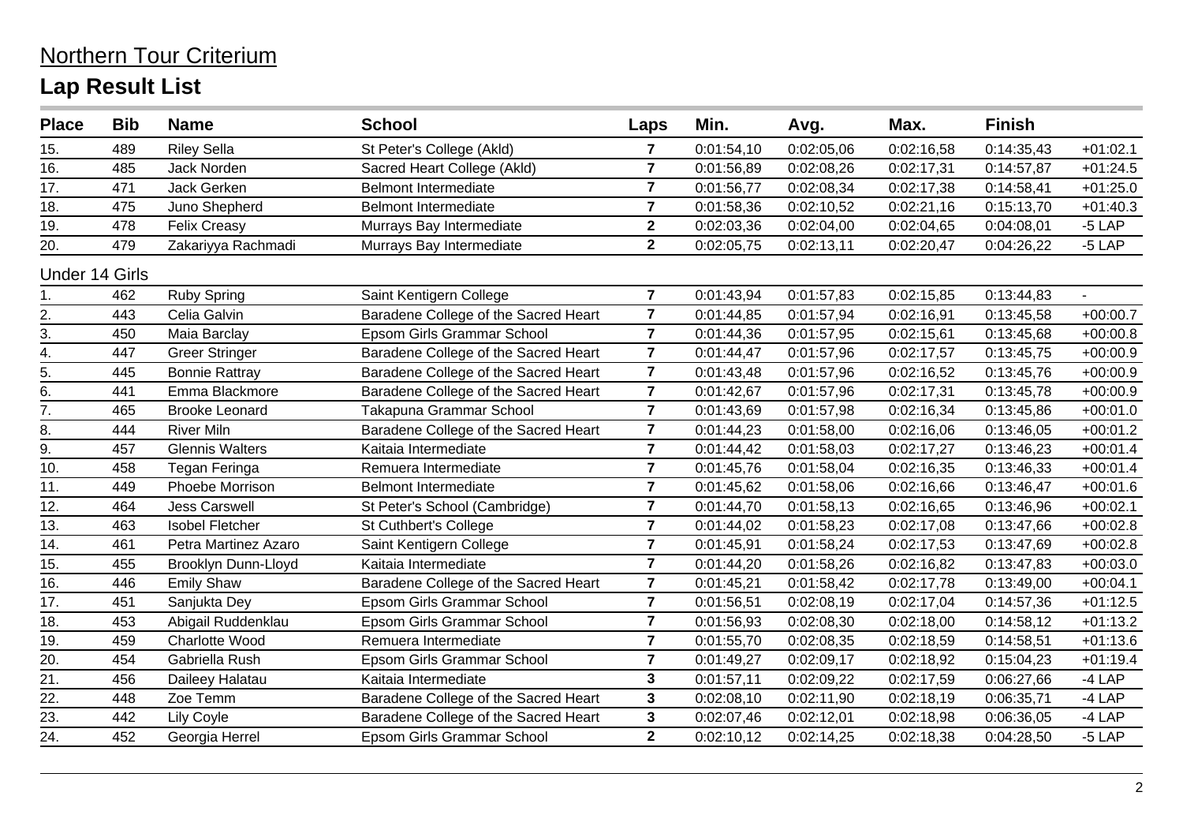## Northern Tour Criterium

# Lap Result List

| Place | Bib | Name | School | Laps | Min. | Avg. | Max. | Finish | |
|---|---|---|---|---|---|---|---|---|---|
| 15. | 489 | Riley Sella | St Peter's College (Akld) | 7 | 0:01:54,10 | 0:02:05,06 | 0:02:16,58 | 0:14:35,43 | +01:02.1 |
| 16. | 485 | Jack Norden | Sacred Heart College (Akld) | 7 | 0:01:56,89 | 0:02:08,26 | 0:02:17,31 | 0:14:57,87 | +01:24.5 |
| 17. | 471 | Jack Gerken | Belmont Intermediate | 7 | 0:01:56,77 | 0:02:08,34 | 0:02:17,38 | 0:14:58,41 | +01:25.0 |
| 18. | 475 | Juno Shepherd | Belmont Intermediate | 7 | 0:01:58,36 | 0:02:10,52 | 0:02:21,16 | 0:15:13,70 | +01:40.3 |
| 19. | 478 | Felix Creasy | Murrays Bay Intermediate | 2 | 0:02:03,36 | 0:02:04,00 | 0:02:04,65 | 0:04:08,01 | -5 LAP |
| 20. | 479 | Zakariyya Rachmadi | Murrays Bay Intermediate | 2 | 0:02:05,75 | 0:02:13,11 | 0:02:20,47 | 0:04:26,22 | -5 LAP |
| **Under 14 Girls** | | | | | | | | | |
| 1. | 462 | Ruby Spring | Saint Kentigern College | 7 | 0:01:43,94 | 0:01:57,83 | 0:02:15,85 | 0:13:44,83 | - |
| 2. | 443 | Celia Galvin | Baradene College of the Sacred Heart | 7 | 0:01:44,85 | 0:01:57,94 | 0:02:16,91 | 0:13:45,58 | +00:00.7 |
| 3. | 450 | Maia Barclay | Epsom Girls Grammar School | 7 | 0:01:44,36 | 0:01:57,95 | 0:02:15,61 | 0:13:45,68 | +00:00.8 |
| 4. | 447 | Greer Stringer | Baradene College of the Sacred Heart | 7 | 0:01:44,47 | 0:01:57,96 | 0:02:17,57 | 0:13:45,75 | +00:00.9 |
| 5. | 445 | Bonnie Rattray | Baradene College of the Sacred Heart | 7 | 0:01:43,48 | 0:01:57,96 | 0:02:16,52 | 0:13:45,76 | +00:00.9 |
| 6. | 441 | Emma Blackmore | Baradene College of the Sacred Heart | 7 | 0:01:42,67 | 0:01:57,96 | 0:02:17,31 | 0:13:45,78 | +00:00.9 |
| 7. | 465 | Brooke Leonard | Takapuna Grammar School | 7 | 0:01:43,69 | 0:01:57,98 | 0:02:16,34 | 0:13:45,86 | +00:01.0 |
| 8. | 444 | River Miln | Baradene College of the Sacred Heart | 7 | 0:01:44,23 | 0:01:58,00 | 0:02:16,06 | 0:13:46,05 | +00:01.2 |
| 9. | 457 | Glennis Walters | Kaitaia Intermediate | 7 | 0:01:44,42 | 0:01:58,03 | 0:02:17,27 | 0:13:46,23 | +00:01.4 |
| 10. | 458 | Tegan Feringa | Remuera Intermediate | 7 | 0:01:45,76 | 0:01:58,04 | 0:02:16,35 | 0:13:46,33 | +00:01.4 |
| 11. | 449 | Phoebe Morrison | Belmont Intermediate | 7 | 0:01:45,62 | 0:01:58,06 | 0:02:16,66 | 0:13:46,47 | +00:01.6 |
| 12. | 464 | Jess Carswell | St Peter's School (Cambridge) | 7 | 0:01:44,70 | 0:01:58,13 | 0:02:16,65 | 0:13:46,96 | +00:02.1 |
| 13. | 463 | Isobel Fletcher | St Cuthbert's College | 7 | 0:01:44,02 | 0:01:58,23 | 0:02:17,08 | 0:13:47,66 | +00:02.8 |
| 14. | 461 | Petra Martinez Azaro | Saint Kentigern College | 7 | 0:01:45,91 | 0:01:58,24 | 0:02:17,53 | 0:13:47,69 | +00:02.8 |
| 15. | 455 | Brooklyn Dunn-Lloyd | Kaitaia Intermediate | 7 | 0:01:44,20 | 0:01:58,26 | 0:02:16,82 | 0:13:47,83 | +00:03.0 |
| 16. | 446 | Emily Shaw | Baradene College of the Sacred Heart | 7 | 0:01:45,21 | 0:01:58,42 | 0:02:17,78 | 0:13:49,00 | +00:04.1 |
| 17. | 451 | Sanjukta Dey | Epsom Girls Grammar School | 7 | 0:01:56,51 | 0:02:08,19 | 0:02:17,04 | 0:14:57,36 | +01:12.5 |
| 18. | 453 | Abigail Ruddenklau | Epsom Girls Grammar School | 7 | 0:01:56,93 | 0:02:08,30 | 0:02:18,00 | 0:14:58,12 | +01:13.2 |
| 19. | 459 | Charlotte Wood | Remuera Intermediate | 7 | 0:01:55,70 | 0:02:08,35 | 0:02:18,59 | 0:14:58,51 | +01:13.6 |
| 20. | 454 | Gabriella Rush | Epsom Girls Grammar School | 7 | 0:01:49,27 | 0:02:09,17 | 0:02:18,92 | 0:15:04,23 | +01:19.4 |
| 21. | 456 | Daileey Halatau | Kaitaia Intermediate | 3 | 0:01:57,11 | 0:02:09,22 | 0:02:17,59 | 0:06:27,66 | -4 LAP |
| 22. | 448 | Zoe Temm | Baradene College of the Sacred Heart | 3 | 0:02:08,10 | 0:02:11,90 | 0:02:18,19 | 0:06:35,71 | -4 LAP |
| 23. | 442 | Lily Coyle | Baradene College of the Sacred Heart | 3 | 0:02:07,46 | 0:02:12,01 | 0:02:18,98 | 0:06:36,05 | -4 LAP |
| 24. | 452 | Georgia Herrel | Epsom Girls Grammar School | 2 | 0:02:10,12 | 0:02:14,25 | 0:02:18,38 | 0:04:28,50 | -5 LAP |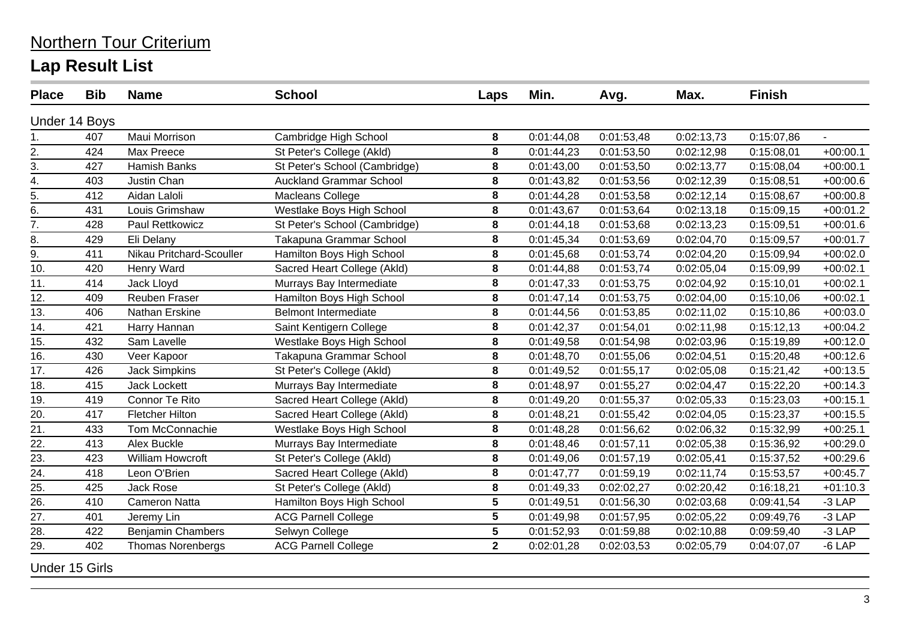Northern Tour Criterium

## Lap Result List

| Place | Bib | Name | School | Laps | Min. | Avg. | Max. | Finish | |
|---|---|---|---|---|---|---|---|---|---|
| Under 14 Boys | | | | | | | | | |
| 1. | 407 | Maui Morrison | Cambridge High School | 8 | 0:01:44,08 | 0:01:53,48 | 0:02:13,73 | 0:15:07,86 | - |
| 2. | 424 | Max Preece | St Peter's College (Akld) | 8 | 0:01:44,23 | 0:01:53,50 | 0:02:12,98 | 0:15:08,01 | +00:00.1 |
| 3. | 427 | Hamish Banks | St Peter's School (Cambridge) | 8 | 0:01:43,00 | 0:01:53,50 | 0:02:13,77 | 0:15:08,04 | +00:00.1 |
| 4. | 403 | Justin Chan | Auckland Grammar School | 8 | 0:01:43,82 | 0:01:53,56 | 0:02:12,39 | 0:15:08,51 | +00:00.6 |
| 5. | 412 | Aidan Laloli | Macleans College | 8 | 0:01:44,28 | 0:01:53,58 | 0:02:12,14 | 0:15:08,67 | +00:00.8 |
| 6. | 431 | Louis Grimshaw | Westlake Boys High School | 8 | 0:01:43,67 | 0:01:53,64 | 0:02:13,18 | 0:15:09,15 | +00:01.2 |
| 7. | 428 | Paul Rettkowicz | St Peter's School (Cambridge) | 8 | 0:01:44,18 | 0:01:53,68 | 0:02:13,23 | 0:15:09,51 | +00:01.6 |
| 8. | 429 | Eli Delany | Takapuna Grammar School | 8 | 0:01:45,34 | 0:01:53,69 | 0:02:04,70 | 0:15:09,57 | +00:01.7 |
| 9. | 411 | Nikau Pritchard-Scouller | Hamilton Boys High School | 8 | 0:01:45,68 | 0:01:53,74 | 0:02:04,20 | 0:15:09,94 | +00:02.0 |
| 10. | 420 | Henry Ward | Sacred Heart College (Akld) | 8 | 0:01:44,88 | 0:01:53,74 | 0:02:05,04 | 0:15:09,99 | +00:02.1 |
| 11. | 414 | Jack Lloyd | Murrays Bay Intermediate | 8 | 0:01:47,33 | 0:01:53,75 | 0:02:04,92 | 0:15:10,01 | +00:02.1 |
| 12. | 409 | Reuben Fraser | Hamilton Boys High School | 8 | 0:01:47,14 | 0:01:53,75 | 0:02:04,00 | 0:15:10,06 | +00:02.1 |
| 13. | 406 | Nathan Erskine | Belmont Intermediate | 8 | 0:01:44,56 | 0:01:53,85 | 0:02:11,02 | 0:15:10,86 | +00:03.0 |
| 14. | 421 | Harry Hannan | Saint Kentigern College | 8 | 0:01:42,37 | 0:01:54,01 | 0:02:11,98 | 0:15:12,13 | +00:04.2 |
| 15. | 432 | Sam Lavelle | Westlake Boys High School | 8 | 0:01:49,58 | 0:01:54,98 | 0:02:03,96 | 0:15:19,89 | +00:12.0 |
| 16. | 430 | Veer Kapoor | Takapuna Grammar School | 8 | 0:01:48,70 | 0:01:55,06 | 0:02:04,51 | 0:15:20,48 | +00:12.6 |
| 17. | 426 | Jack Simpkins | St Peter's College (Akld) | 8 | 0:01:49,52 | 0:01:55,17 | 0:02:05,08 | 0:15:21,42 | +00:13.5 |
| 18. | 415 | Jack Lockett | Murrays Bay Intermediate | 8 | 0:01:48,97 | 0:01:55,27 | 0:02:04,47 | 0:15:22,20 | +00:14.3 |
| 19. | 419 | Connor Te Rito | Sacred Heart College (Akld) | 8 | 0:01:49,20 | 0:01:55,37 | 0:02:05,33 | 0:15:23,03 | +00:15.1 |
| 20. | 417 | Fletcher Hilton | Sacred Heart College (Akld) | 8 | 0:01:48,21 | 0:01:55,42 | 0:02:04,05 | 0:15:23,37 | +00:15.5 |
| 21. | 433 | Tom McConnachie | Westlake Boys High School | 8 | 0:01:48,28 | 0:01:56,62 | 0:02:06,32 | 0:15:32,99 | +00:25.1 |
| 22. | 413 | Alex Buckle | Murrays Bay Intermediate | 8 | 0:01:48,46 | 0:01:57,11 | 0:02:05,38 | 0:15:36,92 | +00:29.0 |
| 23. | 423 | William Howcroft | St Peter's College (Akld) | 8 | 0:01:49,06 | 0:01:57,19 | 0:02:05,41 | 0:15:37,52 | +00:29.6 |
| 24. | 418 | Leon O'Brien | Sacred Heart College (Akld) | 8 | 0:01:47,77 | 0:01:59,19 | 0:02:11,74 | 0:15:53,57 | +00:45.7 |
| 25. | 425 | Jack Rose | St Peter's College (Akld) | 8 | 0:01:49,33 | 0:02:02,27 | 0:02:20,42 | 0:16:18,21 | +01:10.3 |
| 26. | 410 | Cameron Natta | Hamilton Boys High School | 5 | 0:01:49,51 | 0:01:56,30 | 0:02:03,68 | 0:09:41,54 | -3 LAP |
| 27. | 401 | Jeremy Lin | ACG Parnell College | 5 | 0:01:49,98 | 0:01:57,95 | 0:02:05,22 | 0:09:49,76 | -3 LAP |
| 28. | 422 | Benjamin Chambers | Selwyn College | 5 | 0:01:52,93 | 0:01:59,88 | 0:02:10,88 | 0:09:59,40 | -3 LAP |
| 29. | 402 | Thomas Norenbergs | ACG Parnell College | 2 | 0:02:01,28 | 0:02:03,53 | 0:02:05,79 | 0:04:07,07 | -6 LAP |
| Under 15 Girls | | | | | | | | | |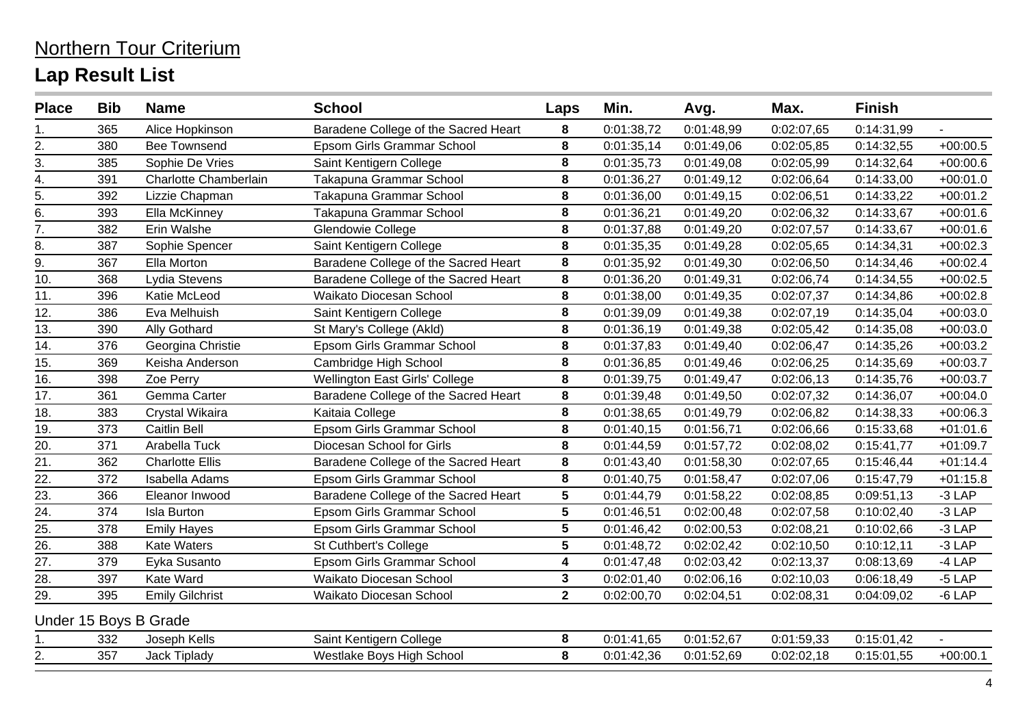# Northern Tour Criterium

## Lap Result List

| Place | Bib | Name | School | Laps | Min. | Avg. | Max. | Finish | |
|---|---|---|---|---|---|---|---|---|---|
| 1. | 365 | Alice Hopkinson | Baradene College of the Sacred Heart | 8 | 0:01:38,72 | 0:01:48,99 | 0:02:07,65 | 0:14:31,99 | - |
| 2. | 380 | Bee Townsend | Epsom Girls Grammar School | 8 | 0:01:35,14 | 0:01:49,06 | 0:02:05,85 | 0:14:32,55 | +00:00.5 |
| 3. | 385 | Sophie De Vries | Saint Kentigern College | 8 | 0:01:35,73 | 0:01:49,08 | 0:02:05,99 | 0:14:32,64 | +00:00.6 |
| 4. | 391 | Charlotte Chamberlain | Takapuna Grammar School | 8 | 0:01:36,27 | 0:01:49,12 | 0:02:06,64 | 0:14:33,00 | +00:01.0 |
| 5. | 392 | Lizzie Chapman | Takapuna Grammar School | 8 | 0:01:36,00 | 0:01:49,15 | 0:02:06,51 | 0:14:33,22 | +00:01.2 |
| 6. | 393 | Ella McKinney | Takapuna Grammar School | 8 | 0:01:36,21 | 0:01:49,20 | 0:02:06,32 | 0:14:33,67 | +00:01.6 |
| 7. | 382 | Erin Walshe | Glendowie College | 8 | 0:01:37,88 | 0:01:49,20 | 0:02:07,57 | 0:14:33,67 | +00:01.6 |
| 8. | 387 | Sophie Spencer | Saint Kentigern College | 8 | 0:01:35,35 | 0:01:49,28 | 0:02:05,65 | 0:14:34,31 | +00:02.3 |
| 9. | 367 | Ella Morton | Baradene College of the Sacred Heart | 8 | 0:01:35,92 | 0:01:49,30 | 0:02:06,50 | 0:14:34,46 | +00:02.4 |
| 10. | 368 | Lydia Stevens | Baradene College of the Sacred Heart | 8 | 0:01:36,20 | 0:01:49,31 | 0:02:06,74 | 0:14:34,55 | +00:02.5 |
| 11. | 396 | Katie McLeod | Waikato Diocesan School | 8 | 0:01:38,00 | 0:01:49,35 | 0:02:07,37 | 0:14:34,86 | +00:02.8 |
| 12. | 386 | Eva Melhuish | Saint Kentigern College | 8 | 0:01:39,09 | 0:01:49,38 | 0:02:07,19 | 0:14:35,04 | +00:03.0 |
| 13. | 390 | Ally Gothard | St Mary's College (Akld) | 8 | 0:01:36,19 | 0:01:49,38 | 0:02:05,42 | 0:14:35,08 | +00:03.0 |
| 14. | 376 | Georgina Christie | Epsom Girls Grammar School | 8 | 0:01:37,83 | 0:01:49,40 | 0:02:06,47 | 0:14:35,26 | +00:03.2 |
| 15. | 369 | Keisha Anderson | Cambridge High School | 8 | 0:01:36,85 | 0:01:49,46 | 0:02:06,25 | 0:14:35,69 | +00:03.7 |
| 16. | 398 | Zoe Perry | Wellington East Girls' College | 8 | 0:01:39,75 | 0:01:49,47 | 0:02:06,13 | 0:14:35,76 | +00:03.7 |
| 17. | 361 | Gemma Carter | Baradene College of the Sacred Heart | 8 | 0:01:39,48 | 0:01:49,50 | 0:02:07,32 | 0:14:36,07 | +00:04.0 |
| 18. | 383 | Crystal Wikaira | Kaitaia College | 8 | 0:01:38,65 | 0:01:49,79 | 0:02:06,82 | 0:14:38,33 | +00:06.3 |
| 19. | 373 | Caitlin Bell | Epsom Girls Grammar School | 8 | 0:01:40,15 | 0:01:56,71 | 0:02:06,66 | 0:15:33,68 | +01:01.6 |
| 20. | 371 | Arabella Tuck | Diocesan School for Girls | 8 | 0:01:44,59 | 0:01:57,72 | 0:02:08,02 | 0:15:41,77 | +01:09.7 |
| 21. | 362 | Charlotte Ellis | Baradene College of the Sacred Heart | 8 | 0:01:43,40 | 0:01:58,30 | 0:02:07,65 | 0:15:46,44 | +01:14.4 |
| 22. | 372 | Isabella Adams | Epsom Girls Grammar School | 8 | 0:01:40,75 | 0:01:58,47 | 0:02:07,06 | 0:15:47,79 | +01:15.8 |
| 23. | 366 | Eleanor Inwood | Baradene College of the Sacred Heart | 5 | 0:01:44,79 | 0:01:58,22 | 0:02:08,85 | 0:09:51,13 | -3 LAP |
| 24. | 374 | Isla Burton | Epsom Girls Grammar School | 5 | 0:01:46,51 | 0:02:00,48 | 0:02:07,58 | 0:10:02,40 | -3 LAP |
| 25. | 378 | Emily Hayes | Epsom Girls Grammar School | 5 | 0:01:46,42 | 0:02:00,53 | 0:02:08,21 | 0:10:02,66 | -3 LAP |
| 26. | 388 | Kate Waters | St Cuthbert's College | 5 | 0:01:48,72 | 0:02:02,42 | 0:02:10,50 | 0:10:12,11 | -3 LAP |
| 27. | 379 | Eyka Susanto | Epsom Girls Grammar School | 4 | 0:01:47,48 | 0:02:03,42 | 0:02:13,37 | 0:08:13,69 | -4 LAP |
| 28. | 397 | Kate Ward | Waikato Diocesan School | 3 | 0:02:01,40 | 0:02:06,16 | 0:02:10,03 | 0:06:18,49 | -5 LAP |
| 29. | 395 | Emily Gilchrist | Waikato Diocesan School | 2 | 0:02:00,70 | 0:02:04,51 | 0:02:08,31 | 0:04:09,02 | -6 LAP |

### Under 15 Boys B Grade

| Place | Bib | Name | School | Laps | Min. | Avg. | Max. | Finish | |
|---|---|---|---|---|---|---|---|---|---|
| 1. | 332 | Joseph Kells | Saint Kentigern College | 8 | 0:01:41,65 | 0:01:52,67 | 0:01:59,33 | 0:15:01,42 | - |
| 2. | 357 | Jack Tiplady | Westlake Boys High School | 8 | 0:01:42,36 | 0:01:52,69 | 0:02:02,18 | 0:15:01,55 | +00:00.1 |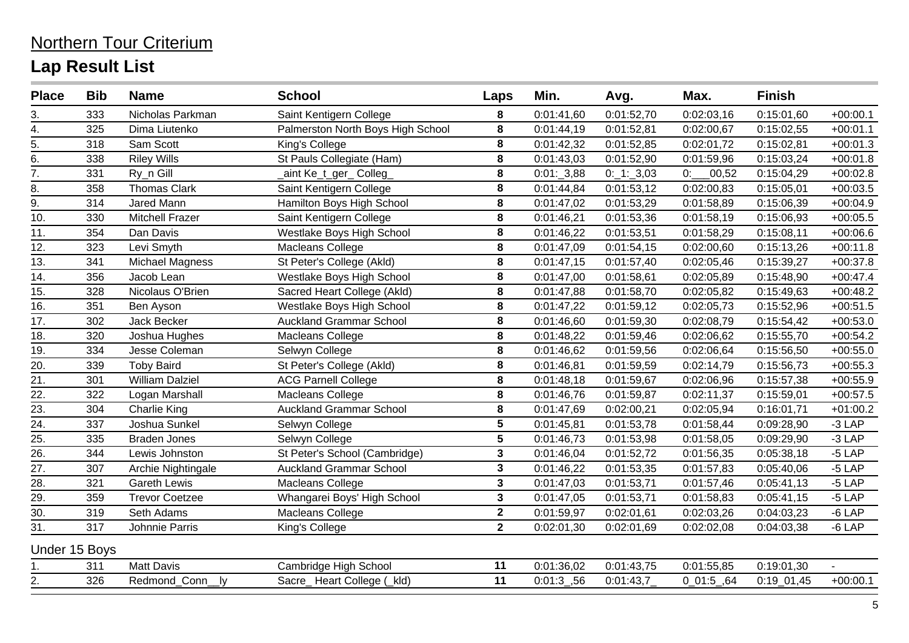# Northern Tour Criterium

## Lap Result List

| Place | Bib | Name | School | Laps | Min. | Avg. | Max. | Finish | |
|---|---|---|---|---|---|---|---|---|---|
| 3. | 333 | Nicholas Parkman | Saint Kentigern College | 8 | 0:01:41,60 | 0:01:52,70 | 0:02:03,16 | 0:15:01,60 | +00:00.1 |
| 4. | 325 | Dima Liutenko | Palmerston North Boys High School | 8 | 0:01:44,19 | 0:01:52,81 | 0:02:00,67 | 0:15:02,55 | +00:01.1 |
| 5. | 318 | Sam Scott | King's College | 8 | 0:01:42,32 | 0:01:52,85 | 0:02:01,72 | 0:15:02,81 | +00:01.3 |
| 6. | 338 | Riley Wills | St Pauls Collegiate (Ham) | 8 | 0:01:43,03 | 0:01:52,90 | 0:01:59,96 | 0:15:03,24 | +00:01.8 |
| 7. | 331 | Ry_n Gill | _aint Ke_t_ger_ Colleg_ | 8 | 0:01:_3,88 | 0:_1:_3,03 | 0:___00,52 | 0:15:04,29 | +00:02.8 |
| 8. | 358 | Thomas Clark | Saint Kentigern College | 8 | 0:01:44,84 | 0:01:53,12 | 0:02:00,83 | 0:15:05,01 | +00:03.5 |
| 9. | 314 | Jared Mann | Hamilton Boys High School | 8 | 0:01:47,02 | 0:01:53,29 | 0:01:58,89 | 0:15:06,39 | +00:04.9 |
| 10. | 330 | Mitchell Frazer | Saint Kentigern College | 8 | 0:01:46,21 | 0:01:53,36 | 0:01:58,19 | 0:15:06,93 | +00:05.5 |
| 11. | 354 | Dan Davis | Westlake Boys High School | 8 | 0:01:46,22 | 0:01:53,51 | 0:01:58,29 | 0:15:08,11 | +00:06.6 |
| 12. | 323 | Levi Smyth | Macleans College | 8 | 0:01:47,09 | 0:01:54,15 | 0:02:00,60 | 0:15:13,26 | +00:11.8 |
| 13. | 341 | Michael Magness | St Peter's College (Akld) | 8 | 0:01:47,15 | 0:01:57,40 | 0:02:05,46 | 0:15:39,27 | +00:37.8 |
| 14. | 356 | Jacob Lean | Westlake Boys High School | 8 | 0:01:47,00 | 0:01:58,61 | 0:02:05,89 | 0:15:48,90 | +00:47.4 |
| 15. | 328 | Nicolaus O'Brien | Sacred Heart College (Akld) | 8 | 0:01:47,88 | 0:01:58,70 | 0:02:05,82 | 0:15:49,63 | +00:48.2 |
| 16. | 351 | Ben Ayson | Westlake Boys High School | 8 | 0:01:47,22 | 0:01:59,12 | 0:02:05,73 | 0:15:52,96 | +00:51.5 |
| 17. | 302 | Jack Becker | Auckland Grammar School | 8 | 0:01:46,60 | 0:01:59,30 | 0:02:08,79 | 0:15:54,42 | +00:53.0 |
| 18. | 320 | Joshua Hughes | Macleans College | 8 | 0:01:48,22 | 0:01:59,46 | 0:02:06,62 | 0:15:55,70 | +00:54.2 |
| 19. | 334 | Jesse Coleman | Selwyn College | 8 | 0:01:46,62 | 0:01:59,56 | 0:02:06,64 | 0:15:56,50 | +00:55.0 |
| 20. | 339 | Toby Baird | St Peter's College (Akld) | 8 | 0:01:46,81 | 0:01:59,59 | 0:02:14,79 | 0:15:56,73 | +00:55.3 |
| 21. | 301 | William Dalziel | ACG Parnell College | 8 | 0:01:48,18 | 0:01:59,67 | 0:02:06,96 | 0:15:57,38 | +00:55.9 |
| 22. | 322 | Logan Marshall | Macleans College | 8 | 0:01:46,76 | 0:01:59,87 | 0:02:11,37 | 0:15:59,01 | +00:57.5 |
| 23. | 304 | Charlie King | Auckland Grammar School | 8 | 0:01:47,69 | 0:02:00,21 | 0:02:05,94 | 0:16:01,71 | +01:00.2 |
| 24. | 337 | Joshua Sunkel | Selwyn College | 5 | 0:01:45,81 | 0:01:53,78 | 0:01:58,44 | 0:09:28,90 | -3 LAP |
| 25. | 335 | Braden Jones | Selwyn College | 5 | 0:01:46,73 | 0:01:53,98 | 0:01:58,05 | 0:09:29,90 | -3 LAP |
| 26. | 344 | Lewis Johnston | St Peter's School (Cambridge) | 3 | 0:01:46,04 | 0:01:52,72 | 0:01:56,35 | 0:05:38,18 | -5 LAP |
| 27. | 307 | Archie Nightingale | Auckland Grammar School | 3 | 0:01:46,22 | 0:01:53,35 | 0:01:57,83 | 0:05:40,06 | -5 LAP |
| 28. | 321 | Gareth Lewis | Macleans College | 3 | 0:01:47,03 | 0:01:53,71 | 0:01:57,46 | 0:05:41,13 | -5 LAP |
| 29. | 359 | Trevor Coetzee | Whangarei Boys' High School | 3 | 0:01:47,05 | 0:01:53,71 | 0:01:58,83 | 0:05:41,15 | -5 LAP |
| 30. | 319 | Seth Adams | Macleans College | 2 | 0:01:59,97 | 0:02:01,61 | 0:02:03,26 | 0:04:03,23 | -6 LAP |
| 31. | 317 | Johnnie Parris | King's College | 2 | 0:02:01,30 | 0:02:01,69 | 0:02:02,08 | 0:04:03,38 | -6 LAP |

Under 15 Boys

| Place | Bib | Name | School | Laps | Min. | Avg. | Max. | Finish | |
|---|---|---|---|---|---|---|---|---|---|
| 1. | 311 | Matt Davis | Cambridge High School | 11 | 0:01:36,02 | 0:01:43,75 | 0:01:55,85 | 0:19:01,30 | - |
| 2. | 326 | Redmond_Conn__ly | Sacre_ Heart College (_kld) | 11 | 0:01:3_,56 | 0:01:43,7_ | 0_01:5_,64 | 0:19_01,45 | +00:00.1 |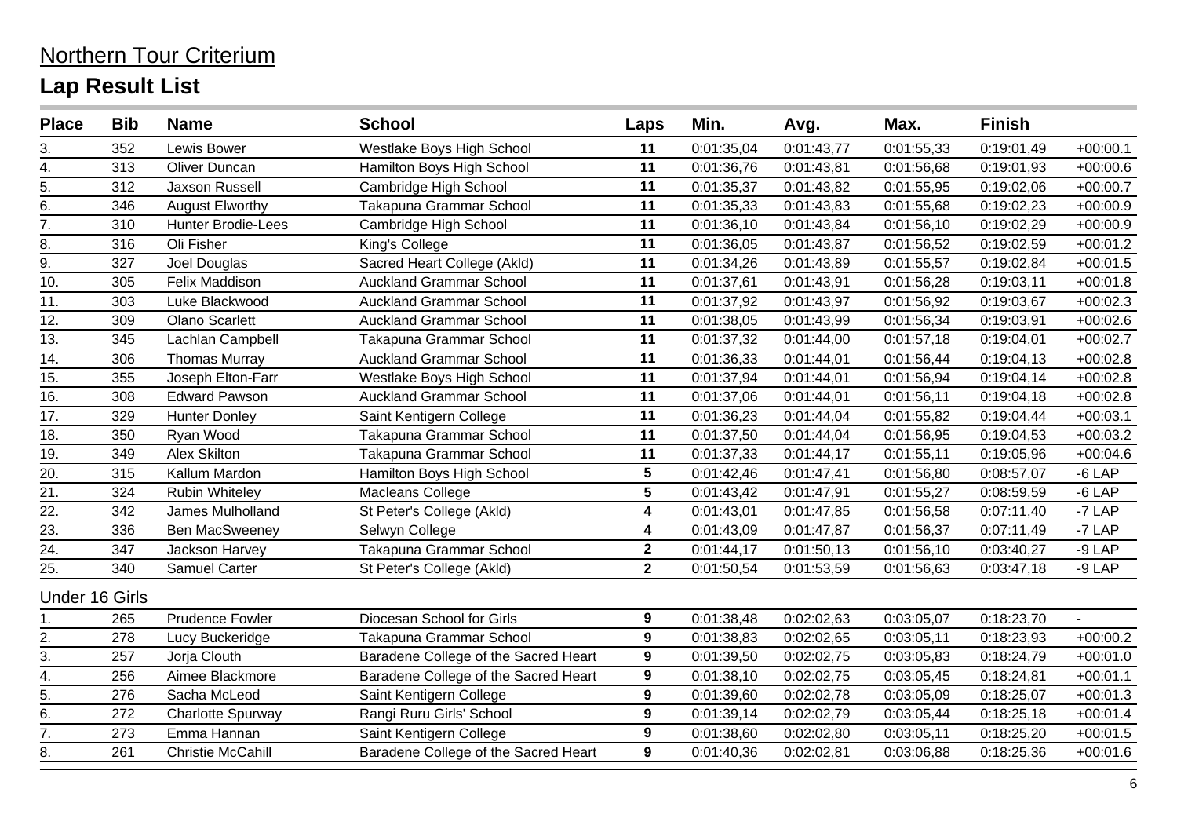# Northern Tour Criterium

## Lap Result List

| Place | Bib | Name | School | Laps | Min. | Avg. | Max. | Finish | |
|---|---|---|---|---|---|---|---|---|---|
| 3. | 352 | Lewis Bower | Westlake Boys High School | 11 | 0:01:35,04 | 0:01:43,77 | 0:01:55,33 | 0:19:01,49 | +00:00.1 |
| 4. | 313 | Oliver Duncan | Hamilton Boys High School | 11 | 0:01:36,76 | 0:01:43,81 | 0:01:56,68 | 0:19:01,93 | +00:00.6 |
| 5. | 312 | Jaxson Russell | Cambridge High School | 11 | 0:01:35,37 | 0:01:43,82 | 0:01:55,95 | 0:19:02,06 | +00:00.7 |
| 6. | 346 | August Elworthy | Takapuna Grammar School | 11 | 0:01:35,33 | 0:01:43,83 | 0:01:55,68 | 0:19:02,23 | +00:00.9 |
| 7. | 310 | Hunter Brodie-Lees | Cambridge High School | 11 | 0:01:36,10 | 0:01:43,84 | 0:01:56,10 | 0:19:02,29 | +00:00.9 |
| 8. | 316 | Oli Fisher | King's College | 11 | 0:01:36,05 | 0:01:43,87 | 0:01:56,52 | 0:19:02,59 | +00:01.2 |
| 9. | 327 | Joel Douglas | Sacred Heart College (Akld) | 11 | 0:01:34,26 | 0:01:43,89 | 0:01:55,57 | 0:19:02,84 | +00:01.5 |
| 10. | 305 | Felix Maddison | Auckland Grammar School | 11 | 0:01:37,61 | 0:01:43,91 | 0:01:56,28 | 0:19:03,11 | +00:01.8 |
| 11. | 303 | Luke Blackwood | Auckland Grammar School | 11 | 0:01:37,92 | 0:01:43,97 | 0:01:56,92 | 0:19:03,67 | +00:02.3 |
| 12. | 309 | Olano Scarlett | Auckland Grammar School | 11 | 0:01:38,05 | 0:01:43,99 | 0:01:56,34 | 0:19:03,91 | +00:02.6 |
| 13. | 345 | Lachlan Campbell | Takapuna Grammar School | 11 | 0:01:37,32 | 0:01:44,00 | 0:01:57,18 | 0:19:04,01 | +00:02.7 |
| 14. | 306 | Thomas Murray | Auckland Grammar School | 11 | 0:01:36,33 | 0:01:44,01 | 0:01:56,44 | 0:19:04,13 | +00:02.8 |
| 15. | 355 | Joseph Elton-Farr | Westlake Boys High School | 11 | 0:01:37,94 | 0:01:44,01 | 0:01:56,94 | 0:19:04,14 | +00:02.8 |
| 16. | 308 | Edward Pawson | Auckland Grammar School | 11 | 0:01:37,06 | 0:01:44,01 | 0:01:56,11 | 0:19:04,18 | +00:02.8 |
| 17. | 329 | Hunter Donley | Saint Kentigern College | 11 | 0:01:36,23 | 0:01:44,04 | 0:01:55,82 | 0:19:04,44 | +00:03.1 |
| 18. | 350 | Ryan Wood | Takapuna Grammar School | 11 | 0:01:37,50 | 0:01:44,04 | 0:01:56,95 | 0:19:04,53 | +00:03.2 |
| 19. | 349 | Alex Skilton | Takapuna Grammar School | 11 | 0:01:37,33 | 0:01:44,17 | 0:01:55,11 | 0:19:05,96 | +00:04.6 |
| 20. | 315 | Kallum Mardon | Hamilton Boys High School | 5 | 0:01:42,46 | 0:01:47,41 | 0:01:56,80 | 0:08:57,07 | -6 LAP |
| 21. | 324 | Rubin Whiteley | Macleans College | 5 | 0:01:43,42 | 0:01:47,91 | 0:01:55,27 | 0:08:59,59 | -6 LAP |
| 22. | 342 | James Mulholland | St Peter's College (Akld) | 4 | 0:01:43,01 | 0:01:47,85 | 0:01:56,58 | 0:07:11,40 | -7 LAP |
| 23. | 336 | Ben MacSweeney | Selwyn College | 4 | 0:01:43,09 | 0:01:47,87 | 0:01:56,37 | 0:07:11,49 | -7 LAP |
| 24. | 347 | Jackson Harvey | Takapuna Grammar School | 2 | 0:01:44,17 | 0:01:50,13 | 0:01:56,10 | 0:03:40,27 | -9 LAP |
| 25. | 340 | Samuel Carter | St Peter's College (Akld) | 2 | 0:01:50,54 | 0:01:53,59 | 0:01:56,63 | 0:03:47,18 | -9 LAP |

Under 16 Girls

| Place | Bib | Name | School | Laps | Min. | Avg. | Max. | Finish | |
|---|---|---|---|---|---|---|---|---|---|
| 1. | 265 | Prudence Fowler | Diocesan School for Girls | 9 | 0:01:38,48 | 0:02:02,63 | 0:03:05,07 | 0:18:23,70 | - |
| 2. | 278 | Lucy Buckeridge | Takapuna Grammar School | 9 | 0:01:38,83 | 0:02:02,65 | 0:03:05,11 | 0:18:23,93 | +00:00.2 |
| 3. | 257 | Jorja Clouth | Baradene College of the Sacred Heart | 9 | 0:01:39,50 | 0:02:02,75 | 0:03:05,83 | 0:18:24,79 | +00:01.0 |
| 4. | 256 | Aimee Blackmore | Baradene College of the Sacred Heart | 9 | 0:01:38,10 | 0:02:02,75 | 0:03:05,45 | 0:18:24,81 | +00:01.1 |
| 5. | 276 | Sacha McLeod | Saint Kentigern College | 9 | 0:01:39,60 | 0:02:02,78 | 0:03:05,09 | 0:18:25,07 | +00:01.3 |
| 6. | 272 | Charlotte Spurway | Rangi Ruru Girls' School | 9 | 0:01:39,14 | 0:02:02,79 | 0:03:05,44 | 0:18:25,18 | +00:01.4 |
| 7. | 273 | Emma Hannan | Saint Kentigern College | 9 | 0:01:38,60 | 0:02:02,80 | 0:03:05,11 | 0:18:25,20 | +00:01.5 |
| 8. | 261 | Christie McCahill | Baradene College of the Sacred Heart | 9 | 0:01:40,36 | 0:02:02,81 | 0:03:06,88 | 0:18:25,36 | +00:01.6 |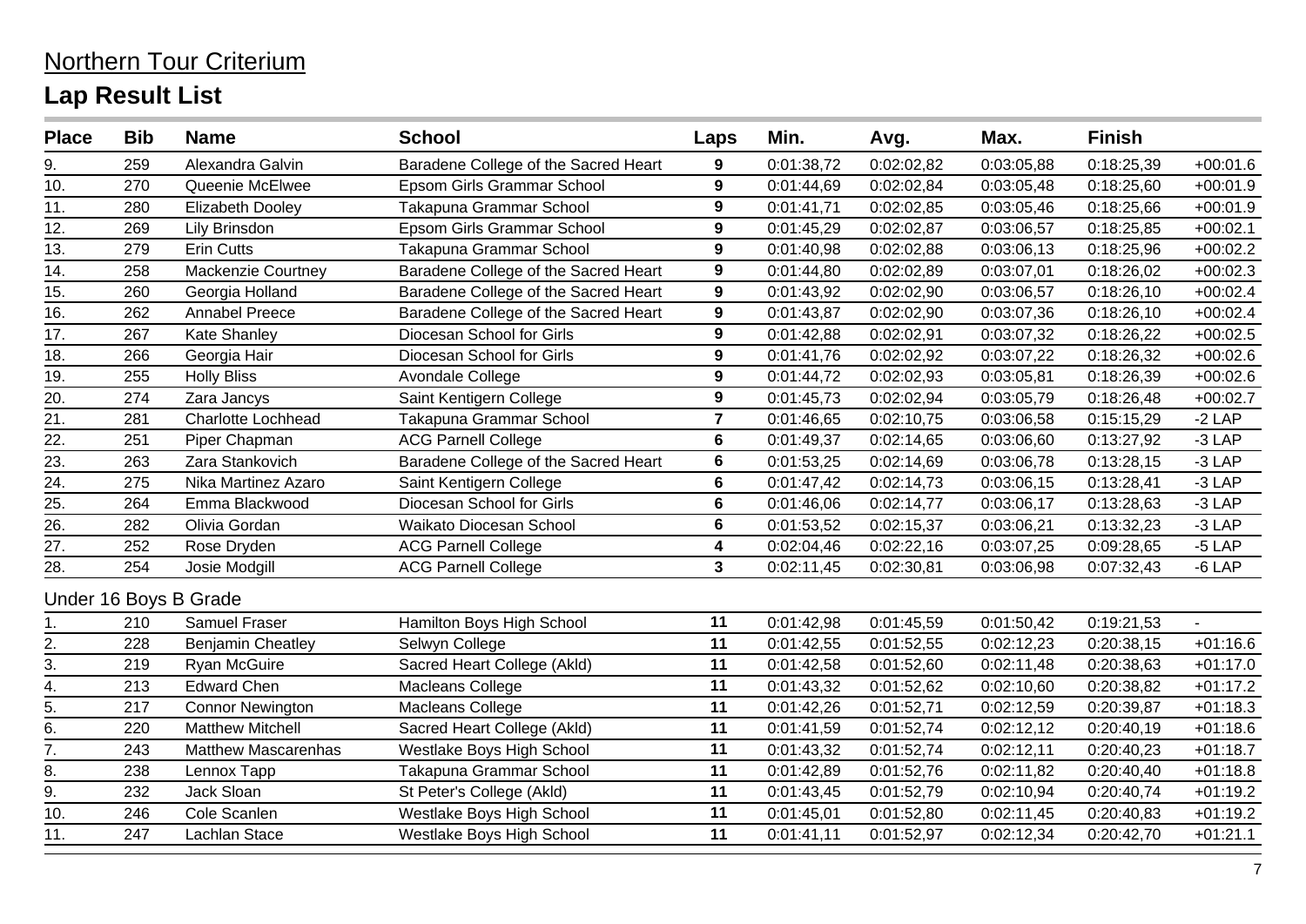# Northern Tour Criterium

## Lap Result List

| Place | Bib | Name | School | Laps | Min. | Avg. | Max. | Finish | |
|---|---|---|---|---|---|---|---|---|---|
| 9. | 259 | Alexandra Galvin | Baradene College of the Sacred Heart | 9 | 0:01:38,72 | 0:02:02,82 | 0:03:05,88 | 0:18:25,39 | +00:01.6 |
| 10. | 270 | Queenie McElwee | Epsom Girls Grammar School | 9 | 0:01:44,69 | 0:02:02,84 | 0:03:05,48 | 0:18:25,60 | +00:01.9 |
| 11. | 280 | Elizabeth Dooley | Takapuna Grammar School | 9 | 0:01:41,71 | 0:02:02,85 | 0:03:05,46 | 0:18:25,66 | +00:01.9 |
| 12. | 269 | Lily Brinsdon | Epsom Girls Grammar School | 9 | 0:01:45,29 | 0:02:02,87 | 0:03:06,57 | 0:18:25,85 | +00:02.1 |
| 13. | 279 | Erin Cutts | Takapuna Grammar School | 9 | 0:01:40,98 | 0:02:02,88 | 0:03:06,13 | 0:18:25,96 | +00:02.2 |
| 14. | 258 | Mackenzie Courtney | Baradene College of the Sacred Heart | 9 | 0:01:44,80 | 0:02:02,89 | 0:03:07,01 | 0:18:26,02 | +00:02.3 |
| 15. | 260 | Georgia Holland | Baradene College of the Sacred Heart | 9 | 0:01:43,92 | 0:02:02,90 | 0:03:06,57 | 0:18:26,10 | +00:02.4 |
| 16. | 262 | Annabel Preece | Baradene College of the Sacred Heart | 9 | 0:01:43,87 | 0:02:02,90 | 0:03:07,36 | 0:18:26,10 | +00:02.4 |
| 17. | 267 | Kate Shanley | Diocesan School for Girls | 9 | 0:01:42,88 | 0:02:02,91 | 0:03:07,32 | 0:18:26,22 | +00:02.5 |
| 18. | 266 | Georgia Hair | Diocesan School for Girls | 9 | 0:01:41,76 | 0:02:02,92 | 0:03:07,22 | 0:18:26,32 | +00:02.6 |
| 19. | 255 | Holly Bliss | Avondale College | 9 | 0:01:44,72 | 0:02:02,93 | 0:03:05,81 | 0:18:26,39 | +00:02.6 |
| 20. | 274 | Zara Jancys | Saint Kentigern College | 9 | 0:01:45,73 | 0:02:02,94 | 0:03:05,79 | 0:18:26,48 | +00:02.7 |
| 21. | 281 | Charlotte Lochhead | Takapuna Grammar School | 7 | 0:01:46,65 | 0:02:10,75 | 0:03:06,58 | 0:15:15,29 | -2 LAP |
| 22. | 251 | Piper Chapman | ACG Parnell College | 6 | 0:01:49,37 | 0:02:14,65 | 0:03:06,60 | 0:13:27,92 | -3 LAP |
| 23. | 263 | Zara Stankovich | Baradene College of the Sacred Heart | 6 | 0:01:53,25 | 0:02:14,69 | 0:03:06,78 | 0:13:28,15 | -3 LAP |
| 24. | 275 | Nika Martinez Azaro | Saint Kentigern College | 6 | 0:01:47,42 | 0:02:14,73 | 0:03:06,15 | 0:13:28,41 | -3 LAP |
| 25. | 264 | Emma Blackwood | Diocesan School for Girls | 6 | 0:01:46,06 | 0:02:14,77 | 0:03:06,17 | 0:13:28,63 | -3 LAP |
| 26. | 282 | Olivia Gordan | Waikato Diocesan School | 6 | 0:01:53,52 | 0:02:15,37 | 0:03:06,21 | 0:13:32,23 | -3 LAP |
| 27. | 252 | Rose Dryden | ACG Parnell College | 4 | 0:02:04,46 | 0:02:22,16 | 0:03:07,25 | 0:09:28,65 | -5 LAP |
| 28. | 254 | Josie Modgill | ACG Parnell College | 3 | 0:02:11,45 | 0:02:30,81 | 0:03:06,98 | 0:07:32,43 | -6 LAP |

### Under 16 Boys B Grade

| Place | Bib | Name | School | Laps | Min. | Avg. | Max. | Finish | |
|---|---|---|---|---|---|---|---|---|---|
| 1. | 210 | Samuel Fraser | Hamilton Boys High School | 11 | 0:01:42,98 | 0:01:45,59 | 0:01:50,42 | 0:19:21,53 | - |
| 2. | 228 | Benjamin Cheatley | Selwyn College | 11 | 0:01:42,55 | 0:01:52,55 | 0:02:12,23 | 0:20:38,15 | +01:16.6 |
| 3. | 219 | Ryan McGuire | Sacred Heart College (Akld) | 11 | 0:01:42,58 | 0:01:52,60 | 0:02:11,48 | 0:20:38,63 | +01:17.0 |
| 4. | 213 | Edward Chen | Macleans College | 11 | 0:01:43,32 | 0:01:52,62 | 0:02:10,60 | 0:20:38,82 | +01:17.2 |
| 5. | 217 | Connor Newington | Macleans College | 11 | 0:01:42,26 | 0:01:52,71 | 0:02:12,59 | 0:20:39,87 | +01:18.3 |
| 6. | 220 | Matthew Mitchell | Sacred Heart College (Akld) | 11 | 0:01:41,59 | 0:01:52,74 | 0:02:12,12 | 0:20:40,19 | +01:18.6 |
| 7. | 243 | Matthew Mascarenhas | Westlake Boys High School | 11 | 0:01:43,32 | 0:01:52,74 | 0:02:12,11 | 0:20:40,23 | +01:18.7 |
| 8. | 238 | Lennox Tapp | Takapuna Grammar School | 11 | 0:01:42,89 | 0:01:52,76 | 0:02:11,82 | 0:20:40,40 | +01:18.8 |
| 9. | 232 | Jack Sloan | St Peter's College (Akld) | 11 | 0:01:43,45 | 0:01:52,79 | 0:02:10,94 | 0:20:40,74 | +01:19.2 |
| 10. | 246 | Cole Scanlen | Westlake Boys High School | 11 | 0:01:45,01 | 0:01:52,80 | 0:02:11,45 | 0:20:40,83 | +01:19.2 |
| 11. | 247 | Lachlan Stace | Westlake Boys High School | 11 | 0:01:41,11 | 0:01:52,97 | 0:02:12,34 | 0:20:42,70 | +01:21.1 |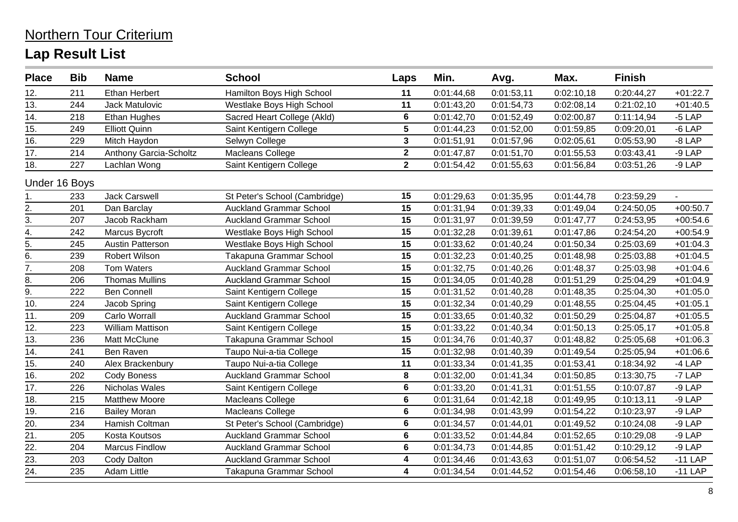## Northern Tour Criterium

# Lap Result List

| Place | Bib | Name | School | Laps | Min. | Avg. | Max. | Finish | |
|---|---|---|---|---|---|---|---|---|---|
| 12. | 211 | Ethan Herbert | Hamilton Boys High School | 11 | 0:01:44,68 | 0:01:53,11 | 0:02:10,18 | 0:20:44,27 | +01:22.7 |
| 13. | 244 | Jack Matulovic | Westlake Boys High School | 11 | 0:01:43,20 | 0:01:54,73 | 0:02:08,14 | 0:21:02,10 | +01:40.5 |
| 14. | 218 | Ethan Hughes | Sacred Heart College (Akld) | 6 | 0:01:42,70 | 0:01:52,49 | 0:02:00,87 | 0:11:14,94 | -5 LAP |
| 15. | 249 | Elliott Quinn | Saint Kentigern College | 5 | 0:01:44,23 | 0:01:52,00 | 0:01:59,85 | 0:09:20,01 | -6 LAP |
| 16. | 229 | Mitch Haydon | Selwyn College | 3 | 0:01:51,91 | 0:01:57,96 | 0:02:05,61 | 0:05:53,90 | -8 LAP |
| 17. | 214 | Anthony Garcia-Scholtz | Macleans College | 2 | 0:01:47,87 | 0:01:51,70 | 0:01:55,53 | 0:03:43,41 | -9 LAP |
| 18. | 227 | Lachlan Wong | Saint Kentigern College | 2 | 0:01:54,42 | 0:01:55,63 | 0:01:56,84 | 0:03:51,26 | -9 LAP |

Under 16 Boys

| Place | Bib | Name | School | Laps | Min. | Avg. | Max. | Finish | |
|---|---|---|---|---|---|---|---|---|---|
| 1. | 233 | Jack Carswell | St Peter's School (Cambridge) | 15 | 0:01:29,63 | 0:01:35,95 | 0:01:44,78 | 0:23:59,29 | - |
| 2. | 201 | Dan Barclay | Auckland Grammar School | 15 | 0:01:31,94 | 0:01:39,33 | 0:01:49,04 | 0:24:50,05 | +00:50.7 |
| 3. | 207 | Jacob Rackham | Auckland Grammar School | 15 | 0:01:31,97 | 0:01:39,59 | 0:01:47,77 | 0:24:53,95 | +00:54.6 |
| 4. | 242 | Marcus Bycroft | Westlake Boys High School | 15 | 0:01:32,28 | 0:01:39,61 | 0:01:47,86 | 0:24:54,20 | +00:54.9 |
| 5. | 245 | Austin Patterson | Westlake Boys High School | 15 | 0:01:33,62 | 0:01:40,24 | 0:01:50,34 | 0:25:03,69 | +01:04.3 |
| 6. | 239 | Robert Wilson | Takapuna Grammar School | 15 | 0:01:32,23 | 0:01:40,25 | 0:01:48,98 | 0:25:03,88 | +01:04.5 |
| 7. | 208 | Tom Waters | Auckland Grammar School | 15 | 0:01:32,75 | 0:01:40,26 | 0:01:48,37 | 0:25:03,98 | +01:04.6 |
| 8. | 206 | Thomas Mullins | Auckland Grammar School | 15 | 0:01:34,05 | 0:01:40,28 | 0:01:51,29 | 0:25:04,29 | +01:04.9 |
| 9. | 222 | Ben Connell | Saint Kentigern College | 15 | 0:01:31,52 | 0:01:40,28 | 0:01:48,35 | 0:25:04,30 | +01:05.0 |
| 10. | 224 | Jacob Spring | Saint Kentigern College | 15 | 0:01:32,34 | 0:01:40,29 | 0:01:48,55 | 0:25:04,45 | +01:05.1 |
| 11. | 209 | Carlo Worrall | Auckland Grammar School | 15 | 0:01:33,65 | 0:01:40,32 | 0:01:50,29 | 0:25:04,87 | +01:05.5 |
| 12. | 223 | William Mattison | Saint Kentigern College | 15 | 0:01:33,22 | 0:01:40,34 | 0:01:50,13 | 0:25:05,17 | +01:05.8 |
| 13. | 236 | Matt McClune | Takapuna Grammar School | 15 | 0:01:34,76 | 0:01:40,37 | 0:01:48,82 | 0:25:05,68 | +01:06.3 |
| 14. | 241 | Ben Raven | Taupo Nui-a-tia College | 15 | 0:01:32,98 | 0:01:40,39 | 0:01:49,54 | 0:25:05,94 | +01:06.6 |
| 15. | 240 | Alex Brackenbury | Taupo Nui-a-tia College | 11 | 0:01:33,34 | 0:01:41,35 | 0:01:53,41 | 0:18:34,92 | -4 LAP |
| 16. | 202 | Cody Boness | Auckland Grammar School | 8 | 0:01:32,00 | 0:01:41,34 | 0:01:50,85 | 0:13:30,75 | -7 LAP |
| 17. | 226 | Nicholas Wales | Saint Kentigern College | 6 | 0:01:33,20 | 0:01:41,31 | 0:01:51,55 | 0:10:07,87 | -9 LAP |
| 18. | 215 | Matthew Moore | Macleans College | 6 | 0:01:31,64 | 0:01:42,18 | 0:01:49,95 | 0:10:13,11 | -9 LAP |
| 19. | 216 | Bailey Moran | Macleans College | 6 | 0:01:34,98 | 0:01:43,99 | 0:01:54,22 | 0:10:23,97 | -9 LAP |
| 20. | 234 | Hamish Coltman | St Peter's School (Cambridge) | 6 | 0:01:34,57 | 0:01:44,01 | 0:01:49,52 | 0:10:24,08 | -9 LAP |
| 21. | 205 | Kosta Koutsos | Auckland Grammar School | 6 | 0:01:33,52 | 0:01:44,84 | 0:01:52,65 | 0:10:29,08 | -9 LAP |
| 22. | 204 | Marcus Findlow | Auckland Grammar School | 6 | 0:01:34,73 | 0:01:44,85 | 0:01:51,42 | 0:10:29,12 | -9 LAP |
| 23. | 203 | Cody Dalton | Auckland Grammar School | 4 | 0:01:34,46 | 0:01:43,63 | 0:01:51,07 | 0:06:54,52 | -11 LAP |
| 24. | 235 | Adam Little | Takapuna Grammar School | 4 | 0:01:34,54 | 0:01:44,52 | 0:01:54,46 | 0:06:58,10 | -11 LAP |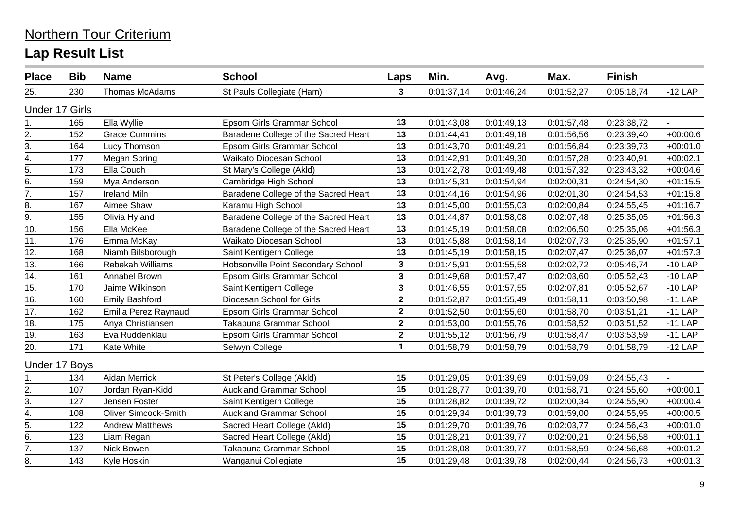## Northern Tour Criterium

# Lap Result List

| Place | Bib | Name | School | Laps | Min. | Avg. | Max. | Finish | |
|---|---|---|---|---|---|---|---|---|---|
| 25. | 230 | Thomas McAdams | St Pauls Collegiate (Ham) | 3 | 0:01:37,14 | 0:01:46,24 | 0:01:52,27 | 0:05:18,74 | -12 LAP |
| **Under 17 Girls** | | | | | | | | | |
| 1. | 165 | Ella Wyllie | Epsom Girls Grammar School | 13 | 0:01:43,08 | 0:01:49,13 | 0:01:57,48 | 0:23:38,72 | - |
| 2. | 152 | Grace Cummins | Baradene College of the Sacred Heart | 13 | 0:01:44,41 | 0:01:49,18 | 0:01:56,56 | 0:23:39,40 | +00:00.6 |
| 3. | 164 | Lucy Thomson | Epsom Girls Grammar School | 13 | 0:01:43,70 | 0:01:49,21 | 0:01:56,84 | 0:23:39,73 | +00:01.0 |
| 4. | 177 | Megan Spring | Waikato Diocesan School | 13 | 0:01:42,91 | 0:01:49,30 | 0:01:57,28 | 0:23:40,91 | +00:02.1 |
| 5. | 173 | Ella Couch | St Mary's College (Akld) | 13 | 0:01:42,78 | 0:01:49,48 | 0:01:57,32 | 0:23:43,32 | +00:04.6 |
| 6. | 159 | Mya Anderson | Cambridge High School | 13 | 0:01:45,31 | 0:01:54,94 | 0:02:00,31 | 0:24:54,30 | +01:15.5 |
| 7. | 157 | Ireland Miln | Baradene College of the Sacred Heart | 13 | 0:01:44,16 | 0:01:54,96 | 0:02:01,30 | 0:24:54,53 | +01:15.8 |
| 8. | 167 | Aimee Shaw | Karamu High School | 13 | 0:01:45,00 | 0:01:55,03 | 0:02:00,84 | 0:24:55,45 | +01:16.7 |
| 9. | 155 | Olivia Hyland | Baradene College of the Sacred Heart | 13 | 0:01:44,87 | 0:01:58,08 | 0:02:07,48 | 0:25:35,05 | +01:56.3 |
| 10. | 156 | Ella McKee | Baradene College of the Sacred Heart | 13 | 0:01:45,19 | 0:01:58,08 | 0:02:06,50 | 0:25:35,06 | +01:56.3 |
| 11. | 176 | Emma McKay | Waikato Diocesan School | 13 | 0:01:45,88 | 0:01:58,14 | 0:02:07,73 | 0:25:35,90 | +01:57.1 |
| 12. | 168 | Niamh Bilsborough | Saint Kentigern College | 13 | 0:01:45,19 | 0:01:58,15 | 0:02:07,47 | 0:25:36,07 | +01:57.3 |
| 13. | 166 | Rebekah Williams | Hobsonville Point Secondary School | 3 | 0:01:45,91 | 0:01:55,58 | 0:02:02,72 | 0:05:46,74 | -10 LAP |
| 14. | 161 | Annabel Brown | Epsom Girls Grammar School | 3 | 0:01:49,68 | 0:01:57,47 | 0:02:03,60 | 0:05:52,43 | -10 LAP |
| 15. | 170 | Jaime Wilkinson | Saint Kentigern College | 3 | 0:01:46,55 | 0:01:57,55 | 0:02:07,81 | 0:05:52,67 | -10 LAP |
| 16. | 160 | Emily Bashford | Diocesan School for Girls | 2 | 0:01:52,87 | 0:01:55,49 | 0:01:58,11 | 0:03:50,98 | -11 LAP |
| 17. | 162 | Emilia Perez Raynaud | Epsom Girls Grammar School | 2 | 0:01:52,50 | 0:01:55,60 | 0:01:58,70 | 0:03:51,21 | -11 LAP |
| 18. | 175 | Anya Christiansen | Takapuna Grammar School | 2 | 0:01:53,00 | 0:01:55,76 | 0:01:58,52 | 0:03:51,52 | -11 LAP |
| 19. | 163 | Eva Ruddenklau | Epsom Girls Grammar School | 2 | 0:01:55,12 | 0:01:56,79 | 0:01:58,47 | 0:03:53,59 | -11 LAP |
| 20. | 171 | Kate White | Selwyn College | 1 | 0:01:58,79 | 0:01:58,79 | 0:01:58,79 | 0:01:58,79 | -12 LAP |
| **Under 17 Boys** | | | | | | | | | |
| 1. | 134 | Aidan Merrick | St Peter's College (Akld) | 15 | 0:01:29,05 | 0:01:39,69 | 0:01:59,09 | 0:24:55,43 | - |
| 2. | 107 | Jordan Ryan-Kidd | Auckland Grammar School | 15 | 0:01:28,77 | 0:01:39,70 | 0:01:58,71 | 0:24:55,60 | +00:00.1 |
| 3. | 127 | Jensen Foster | Saint Kentigern College | 15 | 0:01:28,82 | 0:01:39,72 | 0:02:00,34 | 0:24:55,90 | +00:00.4 |
| 4. | 108 | Oliver Simcock-Smith | Auckland Grammar School | 15 | 0:01:29,34 | 0:01:39,73 | 0:01:59,00 | 0:24:55,95 | +00:00.5 |
| 5. | 122 | Andrew Matthews | Sacred Heart College (Akld) | 15 | 0:01:29,70 | 0:01:39,76 | 0:02:03,77 | 0:24:56,43 | +00:01.0 |
| 6. | 123 | Liam Regan | Sacred Heart College (Akld) | 15 | 0:01:28,21 | 0:01:39,77 | 0:02:00,21 | 0:24:56,58 | +00:01.1 |
| 7. | 137 | Nick Bowen | Takapuna Grammar School | 15 | 0:01:28,08 | 0:01:39,77 | 0:01:58,59 | 0:24:56,68 | +00:01.2 |
| 8. | 143 | Kyle Hoskin | Wanganui Collegiate | 15 | 0:01:29,48 | 0:01:39,78 | 0:02:00,44 | 0:24:56,73 | +00:01.3 |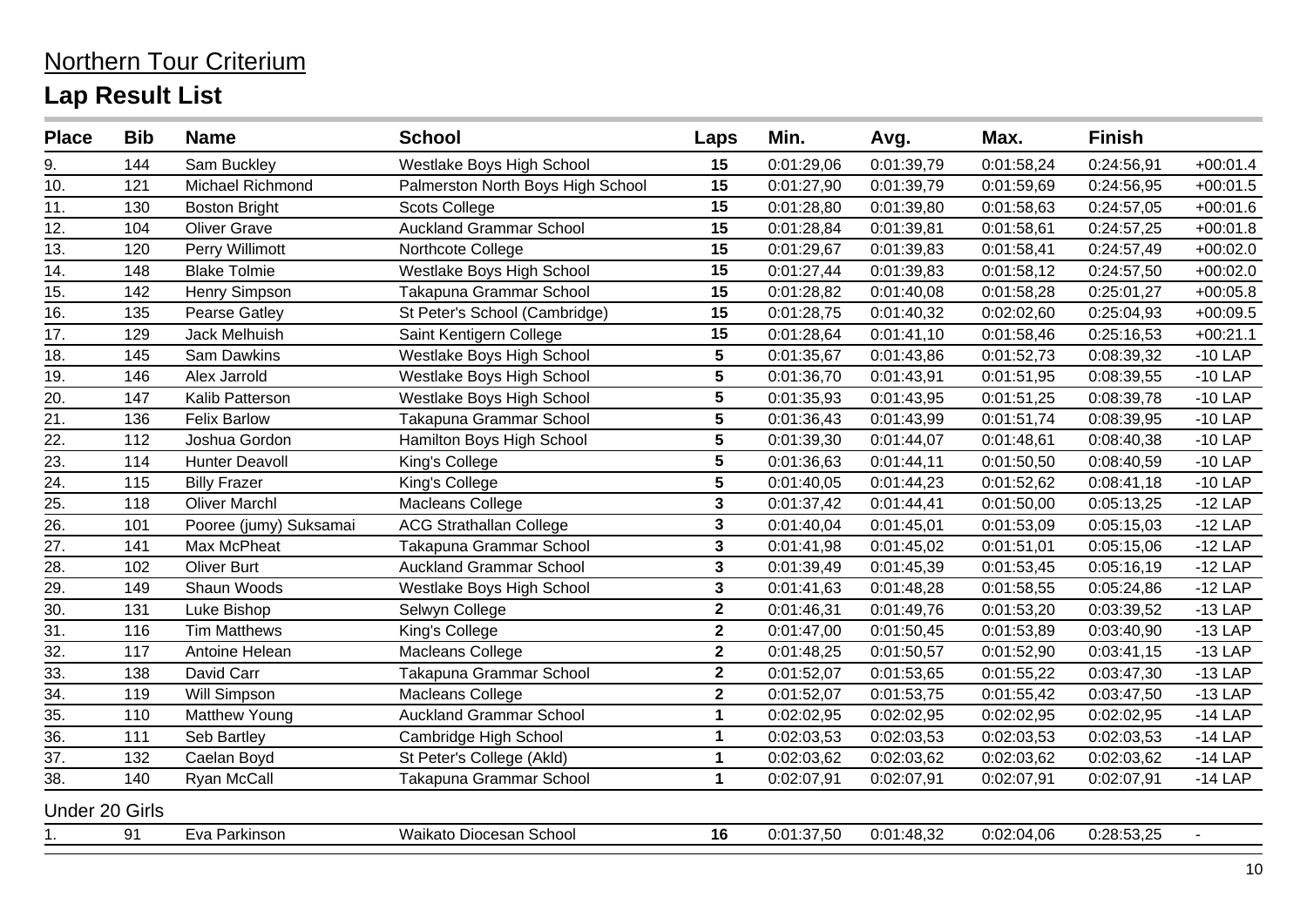# Northern Tour Criterium

## Lap Result List

| Place | Bib | Name | School | Laps | Min. | Avg. | Max. | Finish | |
|---|---|---|---|---|---|---|---|---|---|
| 9. | 144 | Sam Buckley | Westlake Boys High School | 15 | 0:01:29,06 | 0:01:39,79 | 0:01:58,24 | 0:24:56,91 | +00:01.4 |
| 10. | 121 | Michael Richmond | Palmerston North Boys High School | 15 | 0:01:27,90 | 0:01:39,79 | 0:01:59,69 | 0:24:56,95 | +00:01.5 |
| 11. | 130 | Boston Bright | Scots College | 15 | 0:01:28,80 | 0:01:39,80 | 0:01:58,63 | 0:24:57,05 | +00:01.6 |
| 12. | 104 | Oliver Grave | Auckland Grammar School | 15 | 0:01:28,84 | 0:01:39,81 | 0:01:58,61 | 0:24:57,25 | +00:01.8 |
| 13. | 120 | Perry Willimott | Northcote College | 15 | 0:01:29,67 | 0:01:39,83 | 0:01:58,41 | 0:24:57,49 | +00:02.0 |
| 14. | 148 | Blake Tolmie | Westlake Boys High School | 15 | 0:01:27,44 | 0:01:39,83 | 0:01:58,12 | 0:24:57,50 | +00:02.0 |
| 15. | 142 | Henry Simpson | Takapuna Grammar School | 15 | 0:01:28,82 | 0:01:40,08 | 0:01:58,28 | 0:25:01,27 | +00:05.8 |
| 16. | 135 | Pearse Gatley | St Peter's School (Cambridge) | 15 | 0:01:28,75 | 0:01:40,32 | 0:02:02,60 | 0:25:04,93 | +00:09.5 |
| 17. | 129 | Jack Melhuish | Saint Kentigern College | 15 | 0:01:28,64 | 0:01:41,10 | 0:01:58,46 | 0:25:16,53 | +00:21.1 |
| 18. | 145 | Sam Dawkins | Westlake Boys High School | 5 | 0:01:35,67 | 0:01:43,86 | 0:01:52,73 | 0:08:39,32 | -10 LAP |
| 19. | 146 | Alex Jarrold | Westlake Boys High School | 5 | 0:01:36,70 | 0:01:43,91 | 0:01:51,95 | 0:08:39,55 | -10 LAP |
| 20. | 147 | Kalib Patterson | Westlake Boys High School | 5 | 0:01:35,93 | 0:01:43,95 | 0:01:51,25 | 0:08:39,78 | -10 LAP |
| 21. | 136 | Felix Barlow | Takapuna Grammar School | 5 | 0:01:36,43 | 0:01:43,99 | 0:01:51,74 | 0:08:39,95 | -10 LAP |
| 22. | 112 | Joshua Gordon | Hamilton Boys High School | 5 | 0:01:39,30 | 0:01:44,07 | 0:01:48,61 | 0:08:40,38 | -10 LAP |
| 23. | 114 | Hunter Deavoll | King's College | 5 | 0:01:36,63 | 0:01:44,11 | 0:01:50,50 | 0:08:40,59 | -10 LAP |
| 24. | 115 | Billy Frazer | King's College | 5 | 0:01:40,05 | 0:01:44,23 | 0:01:52,62 | 0:08:41,18 | -10 LAP |
| 25. | 118 | Oliver Marchl | Macleans College | 3 | 0:01:37,42 | 0:01:44,41 | 0:01:50,00 | 0:05:13,25 | -12 LAP |
| 26. | 101 | Pooree (jumy) Suksamai | ACG Strathallan College | 3 | 0:01:40,04 | 0:01:45,01 | 0:01:53,09 | 0:05:15,03 | -12 LAP |
| 27. | 141 | Max McPheat | Takapuna Grammar School | 3 | 0:01:41,98 | 0:01:45,02 | 0:01:51,01 | 0:05:15,06 | -12 LAP |
| 28. | 102 | Oliver Burt | Auckland Grammar School | 3 | 0:01:39,49 | 0:01:45,39 | 0:01:53,45 | 0:05:16,19 | -12 LAP |
| 29. | 149 | Shaun Woods | Westlake Boys High School | 3 | 0:01:41,63 | 0:01:48,28 | 0:01:58,55 | 0:05:24,86 | -12 LAP |
| 30. | 131 | Luke Bishop | Selwyn College | 2 | 0:01:46,31 | 0:01:49,76 | 0:01:53,20 | 0:03:39,52 | -13 LAP |
| 31. | 116 | Tim Matthews | King's College | 2 | 0:01:47,00 | 0:01:50,45 | 0:01:53,89 | 0:03:40,90 | -13 LAP |
| 32. | 117 | Antoine Helean | Macleans College | 2 | 0:01:48,25 | 0:01:50,57 | 0:01:52,90 | 0:03:41,15 | -13 LAP |
| 33. | 138 | David Carr | Takapuna Grammar School | 2 | 0:01:52,07 | 0:01:53,65 | 0:01:55,22 | 0:03:47,30 | -13 LAP |
| 34. | 119 | Will Simpson | Macleans College | 2 | 0:01:52,07 | 0:01:53,75 | 0:01:55,42 | 0:03:47,50 | -13 LAP |
| 35. | 110 | Matthew Young | Auckland Grammar School | 1 | 0:02:02,95 | 0:02:02,95 | 0:02:02,95 | 0:02:02,95 | -14 LAP |
| 36. | 111 | Seb Bartley | Cambridge High School | 1 | 0:02:03,53 | 0:02:03,53 | 0:02:03,53 | 0:02:03,53 | -14 LAP |
| 37. | 132 | Caelan Boyd | St Peter's College (Akld) | 1 | 0:02:03,62 | 0:02:03,62 | 0:02:03,62 | 0:02:03,62 | -14 LAP |
| 38. | 140 | Ryan McCall | Takapuna Grammar School | 1 | 0:02:07,91 | 0:02:07,91 | 0:02:07,91 | 0:02:07,91 | -14 LAP |

Under 20 Girls

| Place | Bib | Name | School | Laps | Min. | Avg. | Max. | Finish | |
|---|---|---|---|---|---|---|---|---|---|
| 1. | 91 | Eva Parkinson | Waikato Diocesan School | 16 | 0:01:37,50 | 0:01:48,32 | 0:02:04,06 | 0:28:53,25 | - |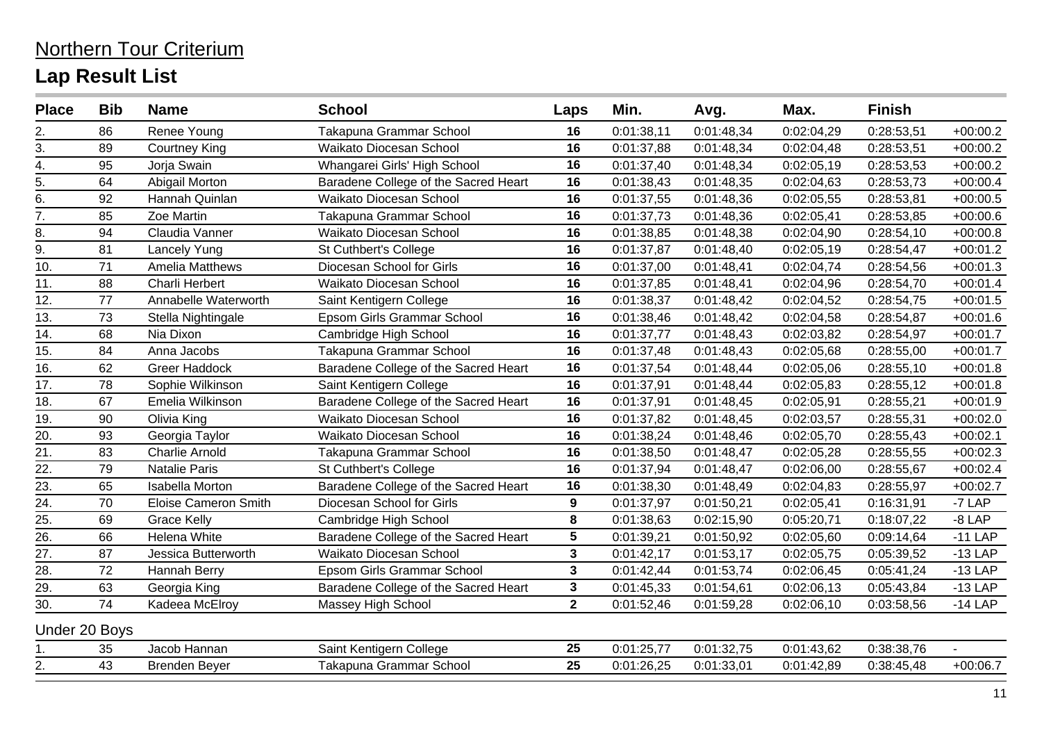# Northern Tour Criterium

## Lap Result List

| Place | Bib | Name | School | Laps | Min. | Avg. | Max. | Finish | |
|---|---|---|---|---|---|---|---|---|---|
| 2. | 86 | Renee Young | Takapuna Grammar School | **16** | 0:01:38,11 | 0:01:48,34 | 0:02:04,29 | 0:28:53,51 | +00:00.2 |
| 3. | 89 | Courtney King | Waikato Diocesan School | **16** | 0:01:37,88 | 0:01:48,34 | 0:02:04,48 | 0:28:53,51 | +00:00.2 |
| 4. | 95 | Jorja Swain | Whangarei Girls' High School | **16** | 0:01:37,40 | 0:01:48,34 | 0:02:05,19 | 0:28:53,53 | +00:00.2 |
| 5. | 64 | Abigail Morton | Baradene College of the Sacred Heart | **16** | 0:01:38,43 | 0:01:48,35 | 0:02:04,63 | 0:28:53,73 | +00:00.4 |
| 6. | 92 | Hannah Quinlan | Waikato Diocesan School | **16** | 0:01:37,55 | 0:01:48,36 | 0:02:05,55 | 0:28:53,81 | +00:00.5 |
| 7. | 85 | Zoe Martin | Takapuna Grammar School | **16** | 0:01:37,73 | 0:01:48,36 | 0:02:05,41 | 0:28:53,85 | +00:00.6 |
| 8. | 94 | Claudia Vanner | Waikato Diocesan School | **16** | 0:01:38,85 | 0:01:48,38 | 0:02:04,90 | 0:28:54,10 | +00:00.8 |
| 9. | 81 | Lancely Yung | St Cuthbert's College | **16** | 0:01:37,87 | 0:01:48,40 | 0:02:05,19 | 0:28:54,47 | +00:01.2 |
| 10. | 71 | Amelia Matthews | Diocesan School for Girls | **16** | 0:01:37,00 | 0:01:48,41 | 0:02:04,74 | 0:28:54,56 | +00:01.3 |
| 11. | 88 | Charli Herbert | Waikato Diocesan School | **16** | 0:01:37,85 | 0:01:48,41 | 0:02:04,96 | 0:28:54,70 | +00:01.4 |
| 12. | 77 | Annabelle Waterworth | Saint Kentigern College | **16** | 0:01:38,37 | 0:01:48,42 | 0:02:04,52 | 0:28:54,75 | +00:01.5 |
| 13. | 73 | Stella Nightingale | Epsom Girls Grammar School | **16** | 0:01:38,46 | 0:01:48,42 | 0:02:04,58 | 0:28:54,87 | +00:01.6 |
| 14. | 68 | Nia Dixon | Cambridge High School | **16** | 0:01:37,77 | 0:01:48,43 | 0:02:03,82 | 0:28:54,97 | +00:01.7 |
| 15. | 84 | Anna Jacobs | Takapuna Grammar School | **16** | 0:01:37,48 | 0:01:48,43 | 0:02:05,68 | 0:28:55,00 | +00:01.7 |
| 16. | 62 | Greer Haddock | Baradene College of the Sacred Heart | **16** | 0:01:37,54 | 0:01:48,44 | 0:02:05,06 | 0:28:55,10 | +00:01.8 |
| 17. | 78 | Sophie Wilkinson | Saint Kentigern College | **16** | 0:01:37,91 | 0:01:48,44 | 0:02:05,83 | 0:28:55,12 | +00:01.8 |
| 18. | 67 | Emelia Wilkinson | Baradene College of the Sacred Heart | **16** | 0:01:37,91 | 0:01:48,45 | 0:02:05,91 | 0:28:55,21 | +00:01.9 |
| 19. | 90 | Olivia King | Waikato Diocesan School | **16** | 0:01:37,82 | 0:01:48,45 | 0:02:03,57 | 0:28:55,31 | +00:02.0 |
| 20. | 93 | Georgia Taylor | Waikato Diocesan School | **16** | 0:01:38,24 | 0:01:48,46 | 0:02:05,70 | 0:28:55,43 | +00:02.1 |
| 21. | 83 | Charlie Arnold | Takapuna Grammar School | **16** | 0:01:38,50 | 0:01:48,47 | 0:02:05,28 | 0:28:55,55 | +00:02.3 |
| 22. | 79 | Natalie Paris | St Cuthbert's College | **16** | 0:01:37,94 | 0:01:48,47 | 0:02:06,00 | 0:28:55,67 | +00:02.4 |
| 23. | 65 | Isabella Morton | Baradene College of the Sacred Heart | **16** | 0:01:38,30 | 0:01:48,49 | 0:02:04,83 | 0:28:55,97 | +00:02.7 |
| 24. | 70 | Eloise Cameron Smith | Diocesan School for Girls | **9** | 0:01:37,97 | 0:01:50,21 | 0:02:05,41 | 0:16:31,91 | -7 LAP |
| 25. | 69 | Grace Kelly | Cambridge High School | **8** | 0:01:38,63 | 0:02:15,90 | 0:05:20,71 | 0:18:07,22 | -8 LAP |
| 26. | 66 | Helena White | Baradene College of the Sacred Heart | **5** | 0:01:39,21 | 0:01:50,92 | 0:02:05,60 | 0:09:14,64 | -11 LAP |
| 27. | 87 | Jessica Butterworth | Waikato Diocesan School | **3** | 0:01:42,17 | 0:01:53,17 | 0:02:05,75 | 0:05:39,52 | -13 LAP |
| 28. | 72 | Hannah Berry | Epsom Girls Grammar School | **3** | 0:01:42,44 | 0:01:53,74 | 0:02:06,45 | 0:05:41,24 | -13 LAP |
| 29. | 63 | Georgia King | Baradene College of the Sacred Heart | **3** | 0:01:45,33 | 0:01:54,61 | 0:02:06,13 | 0:05:43,84 | -13 LAP |
| 30. | 74 | Kadeea McElroy | Massey High School | **2** | 0:01:52,46 | 0:01:59,28 | 0:02:06,10 | 0:03:58,56 | -14 LAP |

Under 20 Boys

| Place | Bib | Name | School | Laps | Min. | Avg. | Max. | Finish | |
|---|---|---|---|---|---|---|---|---|---|
| 1. | 35 | Jacob Hannan | Saint Kentigern College | **25** | 0:01:25,77 | 0:01:32,75 | 0:01:43,62 | 0:38:38,76 | - |
| 2. | 43 | Brenden Beyer | Takapuna Grammar School | **25** | 0:01:26,25 | 0:01:33,01 | 0:01:42,89 | 0:38:45,48 | +00:06.7 |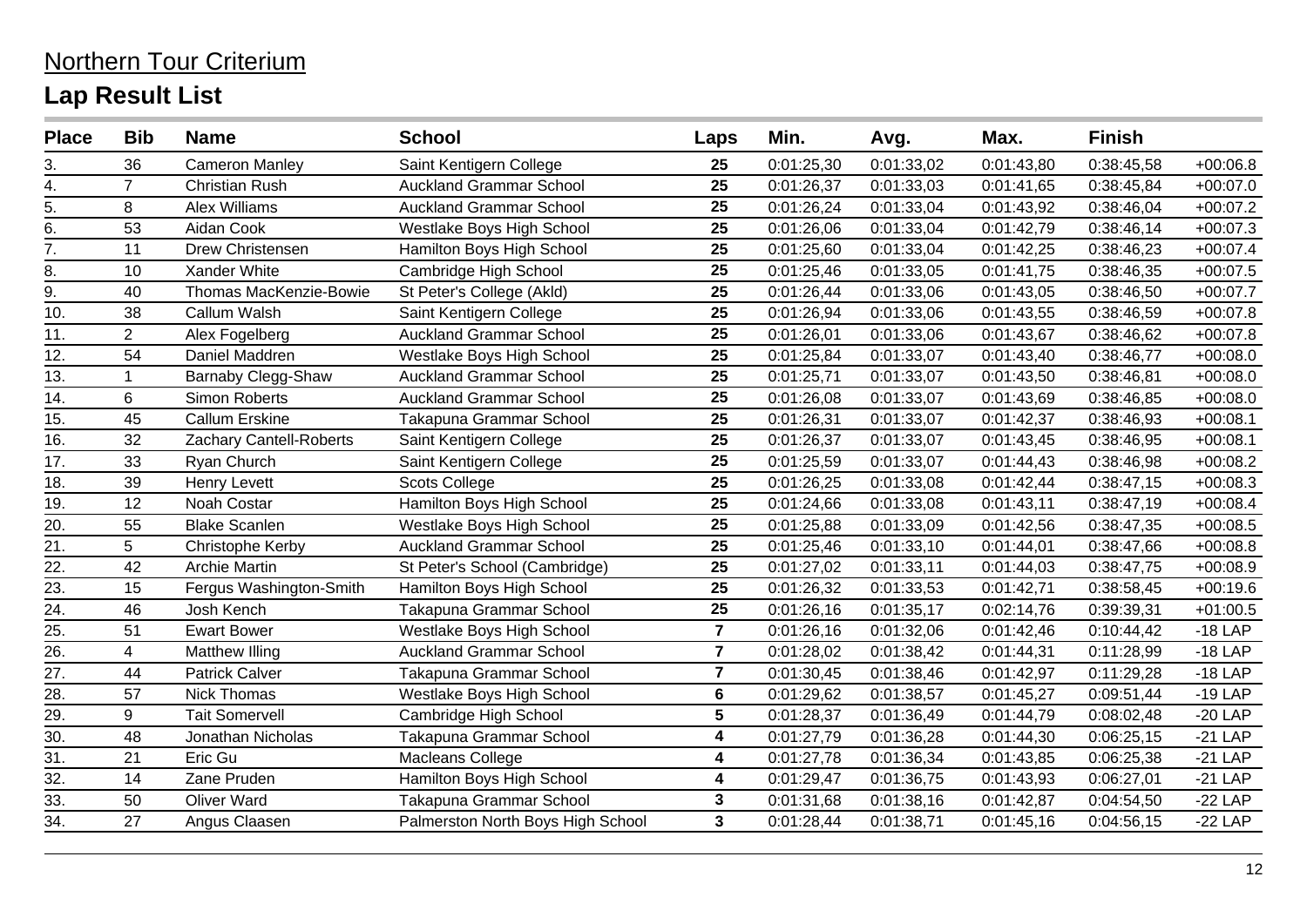# Northern Tour Criterium

## Lap Result List

| Place | Bib | Name | School | Laps | Min. | Avg. | Max. | Finish | |
|---|---|---|---|---|---|---|---|---|---|
| 3. | 36 | Cameron Manley | Saint Kentigern College | 25 | 0:01:25,30 | 0:01:33,02 | 0:01:43,80 | 0:38:45,58 | +00:06.8 |
| 4. | 7 | Christian Rush | Auckland Grammar School | 25 | 0:01:26,37 | 0:01:33,03 | 0:01:41,65 | 0:38:45,84 | +00:07.0 |
| 5. | 8 | Alex Williams | Auckland Grammar School | 25 | 0:01:26,24 | 0:01:33,04 | 0:01:43,92 | 0:38:46,04 | +00:07.2 |
| 6. | 53 | Aidan Cook | Westlake Boys High School | 25 | 0:01:26,06 | 0:01:33,04 | 0:01:42,79 | 0:38:46,14 | +00:07.3 |
| 7. | 11 | Drew Christensen | Hamilton Boys High School | 25 | 0:01:25,60 | 0:01:33,04 | 0:01:42,25 | 0:38:46,23 | +00:07.4 |
| 8. | 10 | Xander White | Cambridge High School | 25 | 0:01:25,46 | 0:01:33,05 | 0:01:41,75 | 0:38:46,35 | +00:07.5 |
| 9. | 40 | Thomas MacKenzie-Bowie | St Peter's College (Akld) | 25 | 0:01:26,44 | 0:01:33,06 | 0:01:43,05 | 0:38:46,50 | +00:07.7 |
| 10. | 38 | Callum Walsh | Saint Kentigern College | 25 | 0:01:26,94 | 0:01:33,06 | 0:01:43,55 | 0:38:46,59 | +00:07.8 |
| 11. | 2 | Alex Fogelberg | Auckland Grammar School | 25 | 0:01:26,01 | 0:01:33,06 | 0:01:43,67 | 0:38:46,62 | +00:07.8 |
| 12. | 54 | Daniel Maddren | Westlake Boys High School | 25 | 0:01:25,84 | 0:01:33,07 | 0:01:43,40 | 0:38:46,77 | +00:08.0 |
| 13. | 1 | Barnaby Clegg-Shaw | Auckland Grammar School | 25 | 0:01:25,71 | 0:01:33,07 | 0:01:43,50 | 0:38:46,81 | +00:08.0 |
| 14. | 6 | Simon Roberts | Auckland Grammar School | 25 | 0:01:26,08 | 0:01:33,07 | 0:01:43,69 | 0:38:46,85 | +00:08.0 |
| 15. | 45 | Callum Erskine | Takapuna Grammar School | 25 | 0:01:26,31 | 0:01:33,07 | 0:01:42,37 | 0:38:46,93 | +00:08.1 |
| 16. | 32 | Zachary Cantell-Roberts | Saint Kentigern College | 25 | 0:01:26,37 | 0:01:33,07 | 0:01:43,45 | 0:38:46,95 | +00:08.1 |
| 17. | 33 | Ryan Church | Saint Kentigern College | 25 | 0:01:25,59 | 0:01:33,07 | 0:01:44,43 | 0:38:46,98 | +00:08.2 |
| 18. | 39 | Henry Levett | Scots College | 25 | 0:01:26,25 | 0:01:33,08 | 0:01:42,44 | 0:38:47,15 | +00:08.3 |
| 19. | 12 | Noah Costar | Hamilton Boys High School | 25 | 0:01:24,66 | 0:01:33,08 | 0:01:43,11 | 0:38:47,19 | +00:08.4 |
| 20. | 55 | Blake Scanlen | Westlake Boys High School | 25 | 0:01:25,88 | 0:01:33,09 | 0:01:42,56 | 0:38:47,35 | +00:08.5 |
| 21. | 5 | Christophe Kerby | Auckland Grammar School | 25 | 0:01:25,46 | 0:01:33,10 | 0:01:44,01 | 0:38:47,66 | +00:08.8 |
| 22. | 42 | Archie Martin | St Peter's School (Cambridge) | 25 | 0:01:27,02 | 0:01:33,11 | 0:01:44,03 | 0:38:47,75 | +00:08.9 |
| 23. | 15 | Fergus Washington-Smith | Hamilton Boys High School | 25 | 0:01:26,32 | 0:01:33,53 | 0:01:42,71 | 0:38:58,45 | +00:19.6 |
| 24. | 46 | Josh Kench | Takapuna Grammar School | 25 | 0:01:26,16 | 0:01:35,17 | 0:02:14,76 | 0:39:39,31 | +01:00.5 |
| 25. | 51 | Ewart Bower | Westlake Boys High School | 7 | 0:01:26,16 | 0:01:32,06 | 0:01:42,46 | 0:10:44,42 | -18 LAP |
| 26. | 4 | Matthew Illing | Auckland Grammar School | 7 | 0:01:28,02 | 0:01:38,42 | 0:01:44,31 | 0:11:28,99 | -18 LAP |
| 27. | 44 | Patrick Calver | Takapuna Grammar School | 7 | 0:01:30,45 | 0:01:38,46 | 0:01:42,97 | 0:11:29,28 | -18 LAP |
| 28. | 57 | Nick Thomas | Westlake Boys High School | 6 | 0:01:29,62 | 0:01:38,57 | 0:01:45,27 | 0:09:51,44 | -19 LAP |
| 29. | 9 | Tait Somervell | Cambridge High School | 5 | 0:01:28,37 | 0:01:36,49 | 0:01:44,79 | 0:08:02,48 | -20 LAP |
| 30. | 48 | Jonathan Nicholas | Takapuna Grammar School | 4 | 0:01:27,79 | 0:01:36,28 | 0:01:44,30 | 0:06:25,15 | -21 LAP |
| 31. | 21 | Eric Gu | Macleans College | 4 | 0:01:27,78 | 0:01:36,34 | 0:01:43,85 | 0:06:25,38 | -21 LAP |
| 32. | 14 | Zane Pruden | Hamilton Boys High School | 4 | 0:01:29,47 | 0:01:36,75 | 0:01:43,93 | 0:06:27,01 | -21 LAP |
| 33. | 50 | Oliver Ward | Takapuna Grammar School | 3 | 0:01:31,68 | 0:01:38,16 | 0:01:42,87 | 0:04:54,50 | -22 LAP |
| 34. | 27 | Angus Claasen | Palmerston North Boys High School | 3 | 0:01:28,44 | 0:01:38,71 | 0:01:45,16 | 0:04:56,15 | -22 LAP |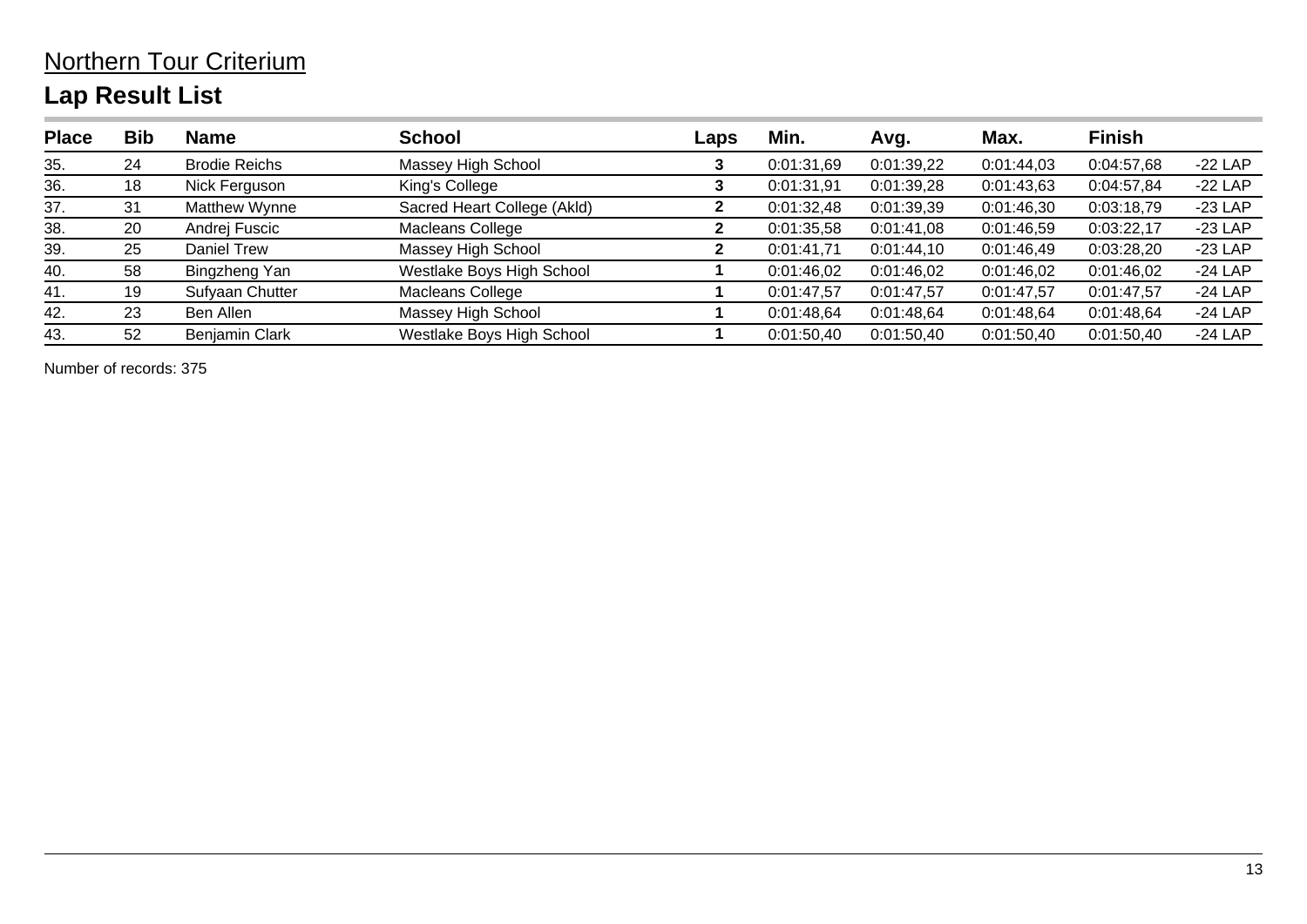Northern Tour Criterium

## Lap Result List

| Place | Bib | Name | School | Laps | Min. | Avg. | Max. | Finish | |
|---|---|---|---|---|---|---|---|---|---|
| 35. | 24 | Brodie Reichs | Massey High School | 3 | 0:01:31,69 | 0:01:39,22 | 0:01:44,03 | 0:04:57,68 | -22 LAP |
| 36. | 18 | Nick Ferguson | King's College | 3 | 0:01:31,91 | 0:01:39,28 | 0:01:43,63 | 0:04:57,84 | -22 LAP |
| 37. | 31 | Matthew Wynne | Sacred Heart College (Akld) | 2 | 0:01:32,48 | 0:01:39,39 | 0:01:46,30 | 0:03:18,79 | -23 LAP |
| 38. | 20 | Andrej Fuscic | Macleans College | 2 | 0:01:35,58 | 0:01:41,08 | 0:01:46,59 | 0:03:22,17 | -23 LAP |
| 39. | 25 | Daniel Trew | Massey High School | 2 | 0:01:41,71 | 0:01:44,10 | 0:01:46,49 | 0:03:28,20 | -23 LAP |
| 40. | 58 | Bingzheng Yan | Westlake Boys High School | 1 | 0:01:46,02 | 0:01:46,02 | 0:01:46,02 | 0:01:46,02 | -24 LAP |
| 41. | 19 | Sufyaan Chutter | Macleans College | 1 | 0:01:47,57 | 0:01:47,57 | 0:01:47,57 | 0:01:47,57 | -24 LAP |
| 42. | 23 | Ben Allen | Massey High School | 1 | 0:01:48,64 | 0:01:48,64 | 0:01:48,64 | 0:01:48,64 | -24 LAP |
| 43. | 52 | Benjamin Clark | Westlake Boys High School | 1 | 0:01:50,40 | 0:01:50,40 | 0:01:50,40 | 0:01:50,40 | -24 LAP |

Number of records: 375